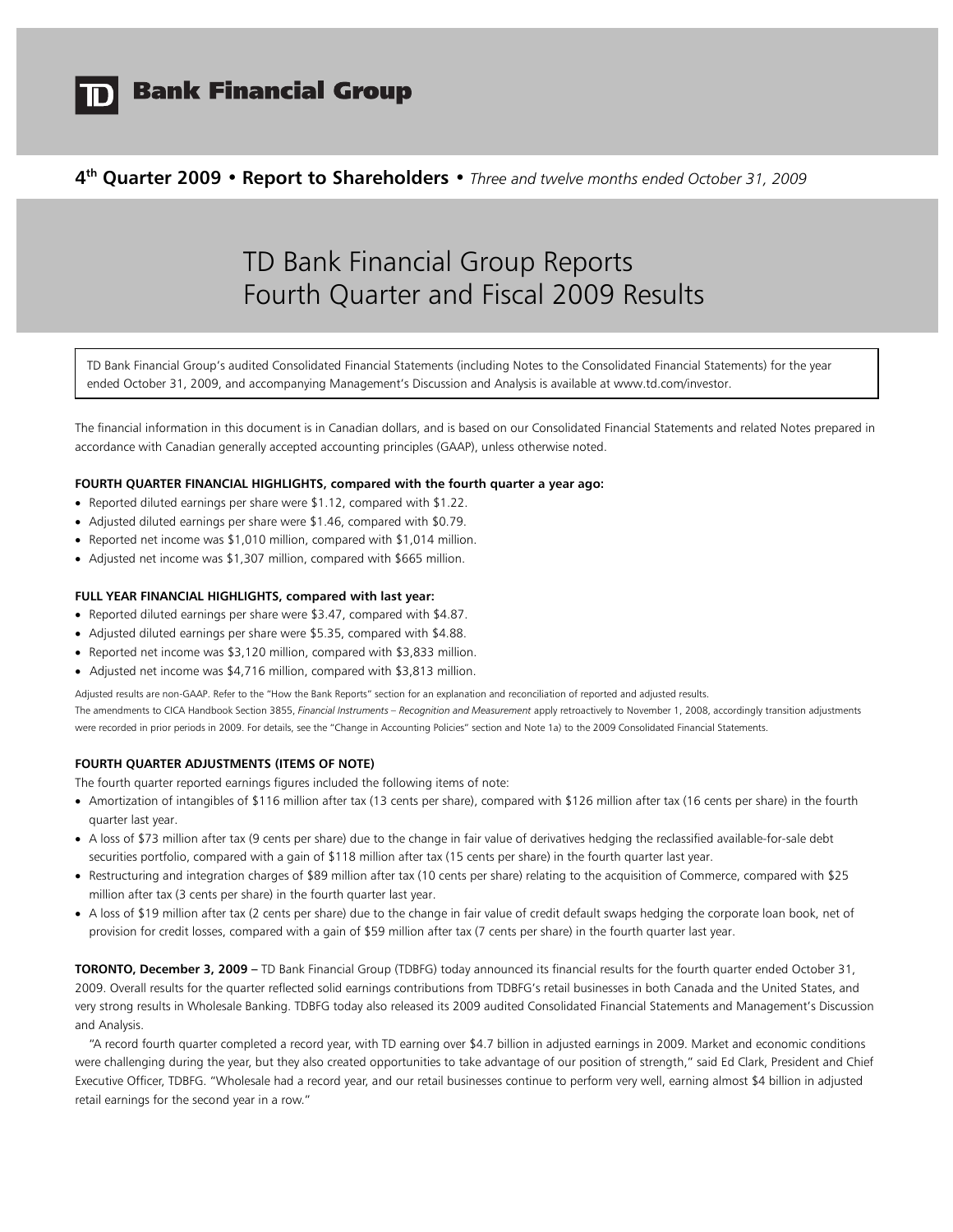# TD Bank Financial Group

**4th Quarter 2009 • Report to Shareholders •** *Three and twelve months ended October 31, 2009*

# TD Bank Financial Group Reports Fourth Quarter and Fiscal 2009 Results

TD Bank Financial Group's audited Consolidated Financial Statements (including Notes to the Consolidated Financial Statements) for the year ended October 31, 2009, and accompanying Management's Discussion and Analysis is available at www.td.com/investor.

The financial information in this document is in Canadian dollars, and is based on our Consolidated Financial Statements and related Notes prepared in accordance with Canadian generally accepted accounting principles (GAAP), unless otherwise noted.

**FOURTH QUARTER FINANCIAL HIGHLIGHTS, compared with the fourth quarter a year ago:**

- Reported diluted earnings per share were $1.12, compared with $1.22.
- Adjusted diluted earnings per share were $1.46, compared with $0.79.
- Reported net income was $1,010 million, compared with $1,014 million.
- Adjusted net income was $1,307 million, compared with $665 million.

**FULL YEAR FINANCIAL HIGHLIGHTS, compared with last year:**

- Reported diluted earnings per share were $3.47, compared with $4.87.
- Adjusted diluted earnings per share were $5.35, compared with $4.88.
- Reported net income was $3,120 million, compared with $3,833 million.
- Adjusted net income was $4,716 million, compared with $3,813 million.

Adjusted results are non-GAAP. Refer to the "How the Bank Reports" section for an explanation and reconciliation of reported and adjusted results.
The amendments to CICA Handbook Section 3855, *Financial Instruments – Recognition and Measurement* apply retroactively to November 1, 2008, accordingly transition adjustments were recorded in prior periods in 2009. For details, see the "Change in Accounting Policies" section and Note 1a) to the 2009 Consolidated Financial Statements.

**FOURTH QUARTER ADJUSTMENTS (ITEMS OF NOTE)**

The fourth quarter reported earnings figures included the following items of note:

- Amortization of intangibles of $116 million after tax (13 cents per share), compared with $126 million after tax (16 cents per share) in the fourth quarter last year.
- A loss of $73 million after tax (9 cents per share) due to the change in fair value of derivatives hedging the reclassified available-for-sale debt securities portfolio, compared with a gain of $118 million after tax (15 cents per share) in the fourth quarter last year.
- Restructuring and integration charges of $89 million after tax (10 cents per share) relating to the acquisition of Commerce, compared with $25 million after tax (3 cents per share) in the fourth quarter last year.
- A loss of $19 million after tax (2 cents per share) due to the change in fair value of credit default swaps hedging the corporate loan book, net of provision for credit losses, compared with a gain of $59 million after tax (7 cents per share) in the fourth quarter last year.

**TORONTO, December 3, 2009 –** TD Bank Financial Group (TDBFG) today announced its financial results for the fourth quarter ended October 31, 2009. Overall results for the quarter reflected solid earnings contributions from TDBFG's retail businesses in both Canada and the United States, and very strong results in Wholesale Banking. TDBFG today also released its 2009 audited Consolidated Financial Statements and Management's Discussion and Analysis.

"A record fourth quarter completed a record year, with TD earning over $4.7 billion in adjusted earnings in 2009. Market and economic conditions were challenging during the year, but they also created opportunities to take advantage of our position of strength," said Ed Clark, President and Chief Executive Officer, TDBFG. "Wholesale had a record year, and our retail businesses continue to perform very well, earning almost $4 billion in adjusted retail earnings for the second year in a row."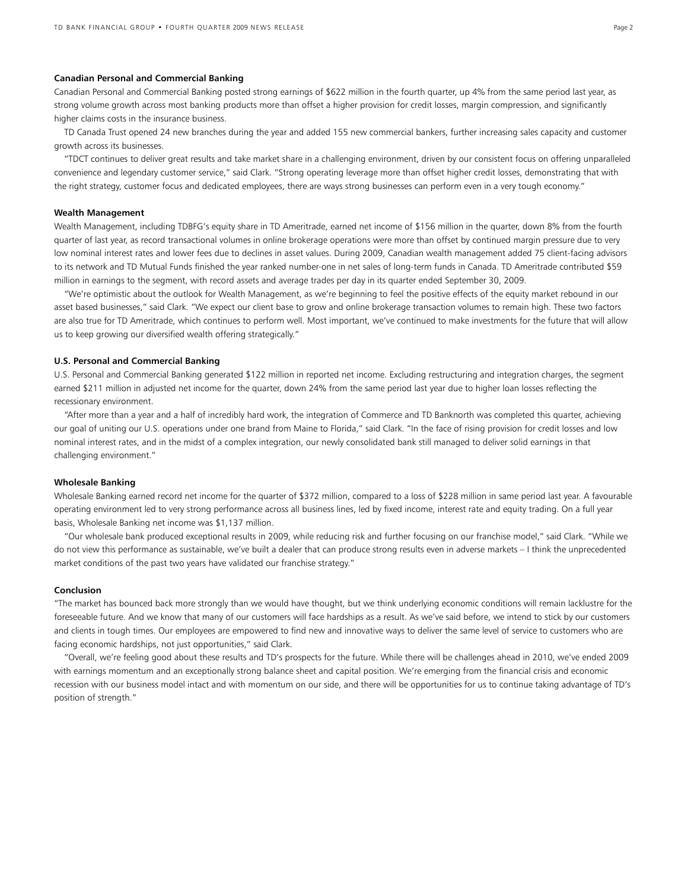### Canadian Personal and Commercial Banking

Canadian Personal and Commercial Banking posted strong earnings of $622 million in the fourth quarter, up 4% from the same period last year, as strong volume growth across most banking products more than offset a higher provision for credit losses, margin compression, and significantly higher claims costs in the insurance business.

TD Canada Trust opened 24 new branches during the year and added 155 new commercial bankers, further increasing sales capacity and customer growth across its businesses.

"TDCT continues to deliver great results and take market share in a challenging environment, driven by our consistent focus on offering unparalleled convenience and legendary customer service," said Clark. "Strong operating leverage more than offset higher credit losses, demonstrating that with the right strategy, customer focus and dedicated employees, there are ways strong businesses can perform even in a very tough economy."

### Wealth Management

Wealth Management, including TDBFG's equity share in TD Ameritrade, earned net income of $156 million in the quarter, down 8% from the fourth quarter of last year, as record transactional volumes in online brokerage operations were more than offset by continued margin pressure due to very low nominal interest rates and lower fees due to declines in asset values. During 2009, Canadian wealth management added 75 client-facing advisors to its network and TD Mutual Funds finished the year ranked number-one in net sales of long-term funds in Canada. TD Ameritrade contributed $59 million in earnings to the segment, with record assets and average trades per day in its quarter ended September 30, 2009.

"We're optimistic about the outlook for Wealth Management, as we're beginning to feel the positive effects of the equity market rebound in our asset based businesses," said Clark. "We expect our client base to grow and online brokerage transaction volumes to remain high. These two factors are also true for TD Ameritrade, which continues to perform well. Most important, we've continued to make investments for the future that will allow us to keep growing our diversified wealth offering strategically."

### U.S. Personal and Commercial Banking

U.S. Personal and Commercial Banking generated $122 million in reported net income. Excluding restructuring and integration charges, the segment earned $211 million in adjusted net income for the quarter, down 24% from the same period last year due to higher loan losses reflecting the recessionary environment.

"After more than a year and a half of incredibly hard work, the integration of Commerce and TD Banknorth was completed this quarter, achieving our goal of uniting our U.S. operations under one brand from Maine to Florida," said Clark. "In the face of rising provision for credit losses and low nominal interest rates, and in the midst of a complex integration, our newly consolidated bank still managed to deliver solid earnings in that challenging environment."

### Wholesale Banking

Wholesale Banking earned record net income for the quarter of $372 million, compared to a loss of $228 million in same period last year. A favourable operating environment led to very strong performance across all business lines, led by fixed income, interest rate and equity trading. On a full year basis, Wholesale Banking net income was $1,137 million.

"Our wholesale bank produced exceptional results in 2009, while reducing risk and further focusing on our franchise model," said Clark. "While we do not view this performance as sustainable, we've built a dealer that can produce strong results even in adverse markets – I think the unprecedented market conditions of the past two years have validated our franchise strategy."

### Conclusion

"The market has bounced back more strongly than we would have thought, but we think underlying economic conditions will remain lacklustre for the foreseeable future. And we know that many of our customers will face hardships as a result. As we've said before, we intend to stick by our customers and clients in tough times. Our employees are empowered to find new and innovative ways to deliver the same level of service to customers who are facing economic hardships, not just opportunities," said Clark.

"Overall, we're feeling good about these results and TD's prospects for the future. While there will be challenges ahead in 2010, we've ended 2009 with earnings momentum and an exceptionally strong balance sheet and capital position. We're emerging from the financial crisis and economic recession with our business model intact and with momentum on our side, and there will be opportunities for us to continue taking advantage of TD's position of strength."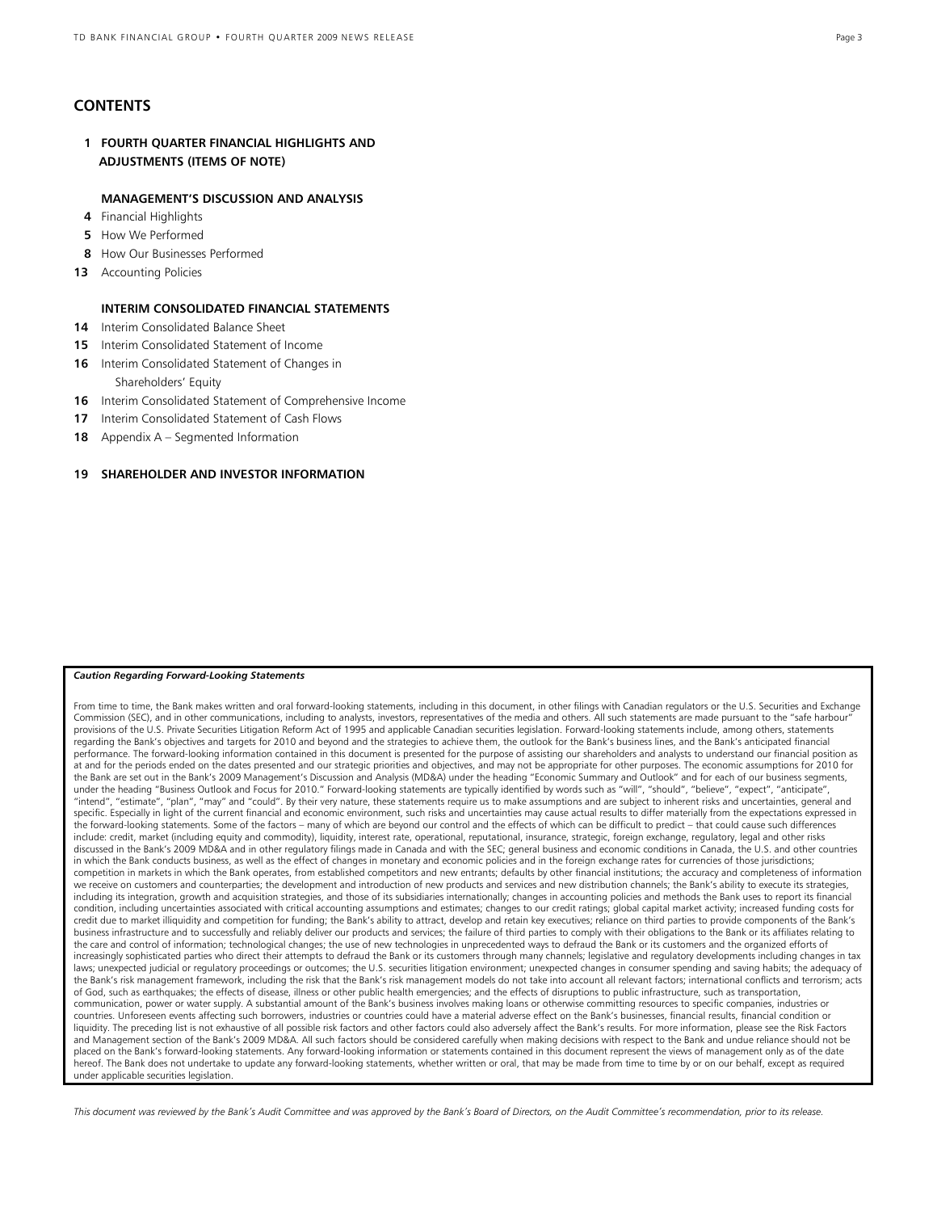## CONTENTS

**1 FOURTH QUARTER FINANCIAL HIGHLIGHTS AND ADJUSTMENTS (ITEMS OF NOTE)**

**MANAGEMENT'S DISCUSSION AND ANALYSIS**

- **4** Financial Highlights
- **5** How We Performed
- **8** How Our Businesses Performed
- **13** Accounting Policies

**INTERIM CONSOLIDATED FINANCIAL STATEMENTS**

- **14** Interim Consolidated Balance Sheet
- **15** Interim Consolidated Statement of Income
- **16** Interim Consolidated Statement of Changes in Shareholders' Equity
- **16** Interim Consolidated Statement of Comprehensive Income
- **17** Interim Consolidated Statement of Cash Flows
- **18** Appendix A – Segmented Information

**19 SHAREHOLDER AND INVESTOR INFORMATION**

***Caution Regarding Forward-Looking Statements***

From time to time, the Bank makes written and oral forward-looking statements, including in this document, in other filings with Canadian regulators or the U.S. Securities and Exchange Commission (SEC), and in other communications, including to analysts, investors, representatives of the media and others. All such statements are made pursuant to the "safe harbour" provisions of the U.S. Private Securities Litigation Reform Act of 1995 and applicable Canadian securities legislation. Forward-looking statements include, among others, statements regarding the Bank's objectives and targets for 2010 and beyond and the strategies to achieve them, the outlook for the Bank's business lines, and the Bank's anticipated financial performance. The forward-looking information contained in this document is presented for the purpose of assisting our shareholders and analysts to understand our financial position as at and for the periods ended on the dates presented and our strategic priorities and objectives, and may not be appropriate for other purposes. The economic assumptions for 2010 for the Bank are set out in the Bank's 2009 Management's Discussion and Analysis (MD&A) under the heading "Economic Summary and Outlook" and for each of our business segments, under the heading "Business Outlook and Focus for 2010." Forward-looking statements are typically identified by words such as "will", "should", "believe", "expect", "anticipate", "intend", "estimate", "plan", "may" and "could". By their very nature, these statements require us to make assumptions and are subject to inherent risks and uncertainties, general and specific. Especially in light of the current financial and economic environment, such risks and uncertainties may cause actual results to differ materially from the expectations expressed in the forward-looking statements. Some of the factors – many of which are beyond our control and the effects of which can be difficult to predict – that could cause such differences include: credit, market (including equity and commodity), liquidity, interest rate, operational, reputational, insurance, strategic, foreign exchange, regulatory, legal and other risks discussed in the Bank's 2009 MD&A and in other regulatory filings made in Canada and with the SEC; general business and economic conditions in Canada, the U.S. and other countries in which the Bank conducts business, as well as the effect of changes in monetary and economic policies and in the foreign exchange rates for currencies of those jurisdictions; competition in markets in which the Bank operates, from established competitors and new entrants; defaults by other financial institutions; the accuracy and completeness of information we receive on customers and counterparties; the development and introduction of new products and services and new distribution channels; the Bank's ability to execute its strategies, including its integration, growth and acquisition strategies, and those of its subsidiaries internationally; changes in accounting policies and methods the Bank uses to report its financial condition, including uncertainties associated with critical accounting assumptions and estimates; changes to our credit ratings; global capital market activity; increased funding costs for credit due to market illiquidity and competition for funding; the Bank's ability to attract, develop and retain key executives; reliance on third parties to provide components of the Bank's business infrastructure and to successfully and reliably deliver our products and services; the failure of third parties to comply with their obligations to the Bank or its affiliates relating to the care and control of information; technological changes; the use of new technologies in unprecedented ways to defraud the Bank or its customers and the organized efforts of increasingly sophisticated parties who direct their attempts to defraud the Bank or its customers through many channels; legislative and regulatory developments including changes in tax laws; unexpected judicial or regulatory proceedings or outcomes; the U.S. securities litigation environment; unexpected changes in consumer spending and saving habits; the adequacy of the Bank's risk management framework, including the risk that the Bank's risk management models do not take into account all relevant factors; international conflicts and terrorism; acts of God, such as earthquakes; the effects of disease, illness or other public health emergencies; and the effects of disruptions to public infrastructure, such as transportation, communication, power or water supply. A substantial amount of the Bank's business involves making loans or otherwise committing resources to specific companies, industries or countries. Unforeseen events affecting such borrowers, industries or countries could have a material adverse effect on the Bank's businesses, financial results, financial condition or liquidity. The preceding list is not exhaustive of all possible risk factors and other factors could also adversely affect the Bank's results. For more information, please see the Risk Factors and Management section of the Bank's 2009 MD&A. All such factors should be considered carefully when making decisions with respect to the Bank and undue reliance should not be placed on the Bank's forward-looking statements. Any forward-looking information or statements contained in this document represent the views of management only as of the date hereof. The Bank does not undertake to update any forward-looking statements, whether written or oral, that may be made from time to time by or on our behalf, except as required under applicable securities legislation.

*This document was reviewed by the Bank's Audit Committee and was approved by the Bank's Board of Directors, on the Audit Committee's recommendation, prior to its release.*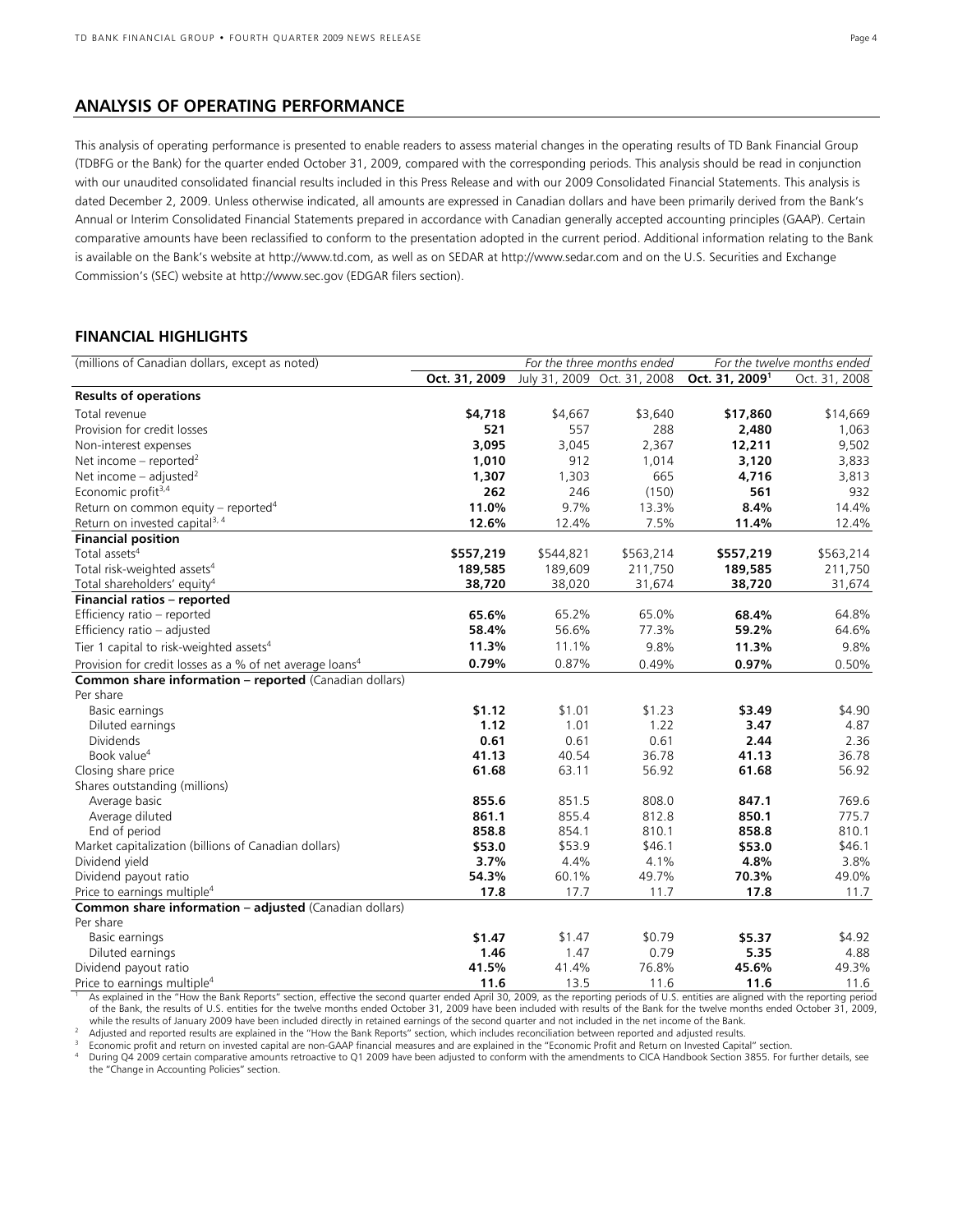## ANALYSIS OF OPERATING PERFORMANCE

This analysis of operating performance is presented to enable readers to assess material changes in the operating results of TD Bank Financial Group (TDBFG or the Bank) for the quarter ended October 31, 2009, compared with the corresponding periods. This analysis should be read in conjunction with our unaudited consolidated financial results included in this Press Release and with our 2009 Consolidated Financial Statements. This analysis is dated December 2, 2009. Unless otherwise indicated, all amounts are expressed in Canadian dollars and have been primarily derived from the Bank's Annual or Interim Consolidated Financial Statements prepared in accordance with Canadian generally accepted accounting principles (GAAP). Certain comparative amounts have been reclassified to conform to the presentation adopted in the current period. Additional information relating to the Bank is available on the Bank's website at http://www.td.com, as well as on SEDAR at http://www.sedar.com and on the U.S. Securities and Exchange Commission's (SEC) website at http://www.sec.gov (EDGAR filers section).

### FINANCIAL HIGHLIGHTS

| (millions of Canadian dollars, except as noted) | *For the three months ended* | | | *For the twelve months ended* | |
|---|---|---|---|---|---|
| | **Oct. 31, 2009** | July 31, 2009 | Oct. 31, 2008 | **Oct. 31, 2009**[1] | Oct. 31, 2008 |
| **Results of operations** | | | | | |
| Total revenue | **$4,718** | $4,667 | $3,640 | **$17,860** | $14,669 |
| Provision for credit losses | **521** | 557 | 288 | **2,480** | 1,063 |
| Non-interest expenses | **3,095** | 3,045 | 2,367 | **12,211** | 9,502 |
| Net income – reported[2] | **1,010** | 912 | 1,014 | **3,120** | 3,833 |
| Net income – adjusted[2] | **1,307** | 1,303 | 665 | **4,716** | 3,813 |
| Economic profit[3,4] | **262** | 246 | (150) | **561** | 932 |
| Return on common equity – reported[4] | **11.0%** | 9.7% | 13.3% | **8.4%** | 14.4% |
| Return on invested capital[3, 4] | **12.6%** | 12.4% | 7.5% | **11.4%** | 12.4% |
| **Financial position** | | | | | |
| Total assets[4] | **$557,219** | $544,821 | $563,214 | **$557,219** | $563,214 |
| Total risk-weighted assets[4] | **189,585** | 189,609 | 211,750 | **189,585** | 211,750 |
| Total shareholders' equity[4] | **38,720** | 38,020 | 31,674 | **38,720** | 31,674 |
| **Financial ratios – reported** | | | | | |
| Efficiency ratio – reported | **65.6%** | 65.2% | 65.0% | **68.4%** | 64.8% |
| Efficiency ratio – adjusted | **58.4%** | 56.6% | 77.3% | **59.2%** | 64.6% |
| Tier 1 capital to risk-weighted assets[4] | **11.3%** | 11.1% | 9.8% | **11.3%** | 9.8% |
| Provision for credit losses as a % of net average loans[4] | **0.79%** | 0.87% | 0.49% | **0.97%** | 0.50% |
| **Common share information – reported** (Canadian dollars) | | | | | |
| Per share | | | | | |
| Basic earnings | **$1.12** | $1.01 | $1.23 | **$3.49** | $4.90 |
| Diluted earnings | **1.12** | 1.01 | 1.22 | **3.47** | 4.87 |
| Dividends | **0.61** | 0.61 | 0.61 | **2.44** | 2.36 |
| Book value[4] | **41.13** | 40.54 | 36.78 | **41.13** | 36.78 |
| Closing share price | **61.68** | 63.11 | 56.92 | **61.68** | 56.92 |
| Shares outstanding (millions) | | | | | |
| Average basic | **855.6** | 851.5 | 808.0 | **847.1** | 769.6 |
| Average diluted | **861.1** | 855.4 | 812.8 | **850.1** | 775.7 |
| End of period | **858.8** | 854.1 | 810.1 | **858.8** | 810.1 |
| Market capitalization (billions of Canadian dollars) | **$53.0** | $53.9 | $46.1 | **$53.0** | $46.1 |
| Dividend yield | **3.7%** | 4.4% | 4.1% | **4.8%** | 3.8% |
| Dividend payout ratio | **54.3%** | 60.1% | 49.7% | **70.3%** | 49.0% |
| Price to earnings multiple[4] | **17.8** | 17.7 | 11.7 | **17.8** | 11.7 |
| **Common share information – adjusted** (Canadian dollars) | | | | | |
| Per share | | | | | |
| Basic earnings | **$1.47** | $1.47 | $0.79 | **$5.37** | $4.92 |
| Diluted earnings | **1.46** | 1.47 | 0.79 | **5.35** | 4.88 |
| Dividend payout ratio | **41.5%** | 41.4% | 76.8% | **45.6%** | 49.3% |
| Price to earnings multiple[4] | **11.6** | 13.5 | 11.6 | **11.6** | 11.6 |

[1] As explained in the "How the Bank Reports" section, effective the second quarter ended April 30, 2009, as the reporting periods of U.S. entities are aligned with the reporting period of the Bank, the results of U.S. entities for the twelve months ended October 31, 2009 have been included with results of the Bank for the twelve months ended October 31, 2009, while the results of January 2009 have been included directly in retained earnings of the second quarter and not included in the net income of the Bank.

[2] Adjusted and reported results are explained in the "How the Bank Reports" section, which includes reconciliation between reported and adjusted results.

[3] Economic profit and return on invested capital are non-GAAP financial measures and are explained in the "Economic Profit and Return on Invested Capital" section.

[4] During Q4 2009 certain comparative amounts retroactive to Q1 2009 have been adjusted to conform with the amendments to CICA Handbook Section 3855. For further details, see the "Change in Accounting Policies" section.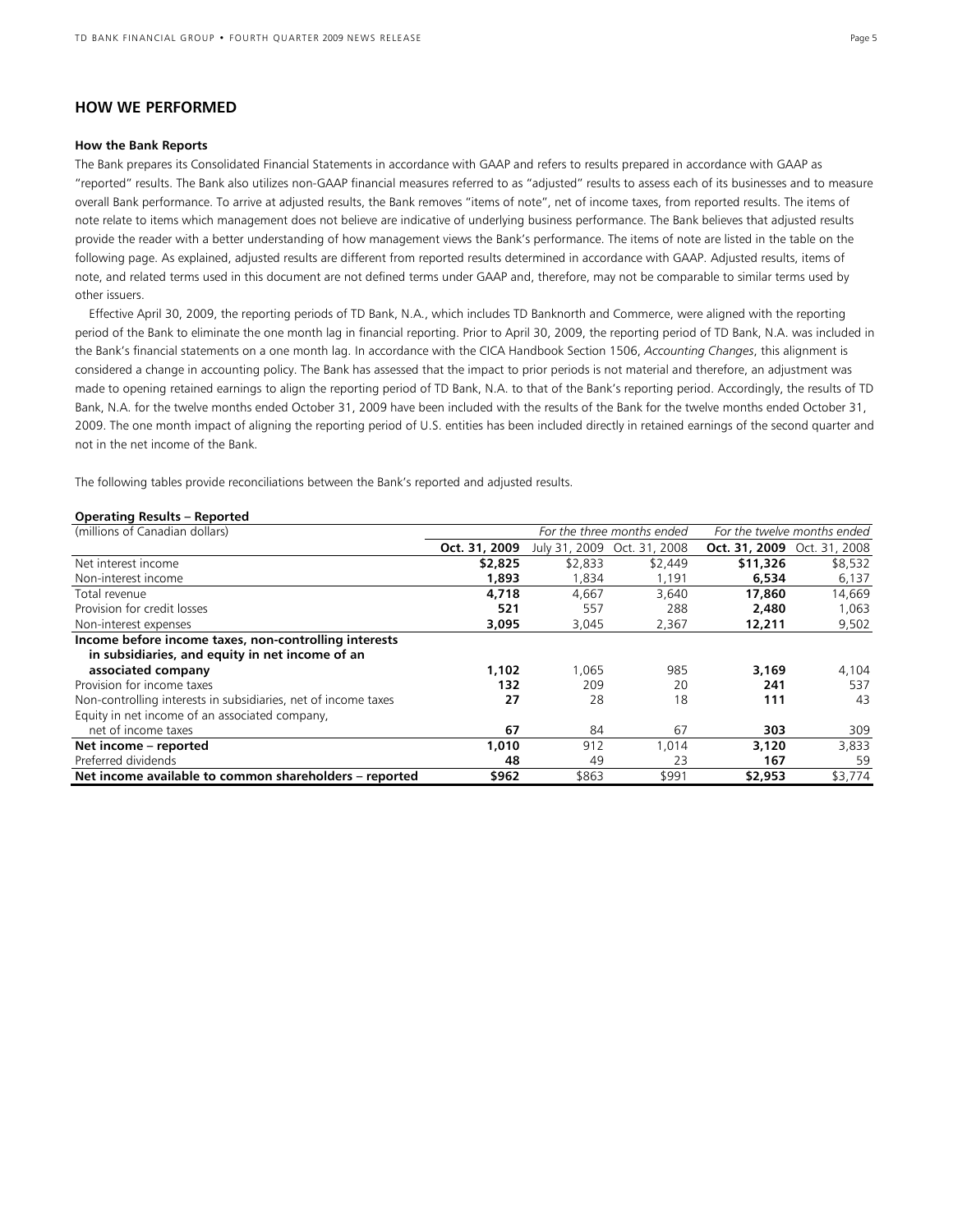## HOW WE PERFORMED

### How the Bank Reports

The Bank prepares its Consolidated Financial Statements in accordance with GAAP and refers to results prepared in accordance with GAAP as "reported" results. The Bank also utilizes non-GAAP financial measures referred to as "adjusted" results to assess each of its businesses and to measure overall Bank performance. To arrive at adjusted results, the Bank removes "items of note", net of income taxes, from reported results. The items of note relate to items which management does not believe are indicative of underlying business performance. The Bank believes that adjusted results provide the reader with a better understanding of how management views the Bank's performance. The items of note are listed in the table on the following page. As explained, adjusted results are different from reported results determined in accordance with GAAP. Adjusted results, items of note, and related terms used in this document are not defined terms under GAAP and, therefore, may not be comparable to similar terms used by other issuers.

Effective April 30, 2009, the reporting periods of TD Bank, N.A., which includes TD Banknorth and Commerce, were aligned with the reporting period of the Bank to eliminate the one month lag in financial reporting. Prior to April 30, 2009, the reporting period of TD Bank, N.A. was included in the Bank's financial statements on a one month lag. In accordance with the CICA Handbook Section 1506, *Accounting Changes*, this alignment is considered a change in accounting policy. The Bank has assessed that the impact to prior periods is not material and therefore, an adjustment was made to opening retained earnings to align the reporting period of TD Bank, N.A. to that of the Bank's reporting period. Accordingly, the results of TD Bank, N.A. for the twelve months ended October 31, 2009 have been included with the results of the Bank for the twelve months ended October 31, 2009. The one month impact of aligning the reporting period of U.S. entities has been included directly in retained earnings of the second quarter and not in the net income of the Bank.

The following tables provide reconciliations between the Bank's reported and adjusted results.

**Operating Results – Reported**

| (millions of Canadian dollars) | *For the three months ended* | | | *For the twelve months ended* | |
|---|---|---|---|---|---|
| | **Oct. 31, 2009** | July 31, 2009 | Oct. 31, 2008 | **Oct. 31, 2009** | Oct. 31, 2008 |
| Net interest income | **$2,825** | $2,833 | $2,449 | **$11,326** | $8,532 |
| Non-interest income | **1,893** | 1,834 | 1,191 | **6,534** | 6,137 |
| Total revenue | **4,718** | 4,667 | 3,640 | **17,860** | 14,669 |
| Provision for credit losses | **521** | 557 | 288 | **2,480** | 1,063 |
| Non-interest expenses | **3,095** | 3,045 | 2,367 | **12,211** | 9,502 |
| **Income before income taxes, non-controlling interests in subsidiaries, and equity in net income of an associated company** | **1,102** | 1,065 | 985 | **3,169** | 4,104 |
| Provision for income taxes | **132** | 209 | 20 | **241** | 537 |
| Non-controlling interests in subsidiaries, net of income taxes | **27** | 28 | 18 | **111** | 43 |
| Equity in net income of an associated company, net of income taxes | **67** | 84 | 67 | **303** | 309 |
| **Net income – reported** | **1,010** | 912 | 1,014 | **3,120** | 3,833 |
| Preferred dividends | **48** | 49 | 23 | **167** | 59 |
| **Net income available to common shareholders – reported** | **$962** | $863 | $991 | **$2,953** | $3,774 |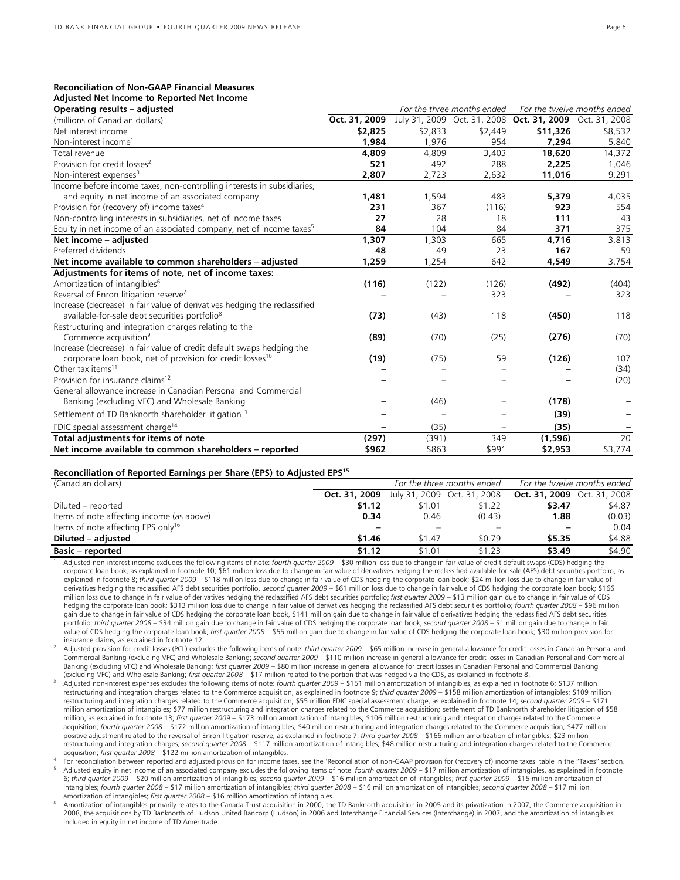**Reconciliation of Non-GAAP Financial Measures**

**Adjusted Net Income to Reported Net Income**

| **Operating results – adjusted** | *For the three months ended* | | | *For the twelve months ended* | |
|---|---|---|---|---|---|
| (millions of Canadian dollars) | **Oct. 31, 2009** | July 31, 2009 | Oct. 31, 2008 | **Oct. 31, 2009** | Oct. 31, 2008 |
| Net interest income | **$2,825** | $2,833 | $2,449 | **$11,326** | $8,532 |
| Non-interest income[1] | **1,984** | 1,976 | 954 | **7,294** | 5,840 |
| Total revenue | **4,809** | 4,809 | 3,403 | **18,620** | 14,372 |
| Provision for credit losses[2] | **521** | 492 | 288 | **2,225** | 1,046 |
| Non-interest expenses[3] | **2,807** | 2,723 | 2,632 | **11,016** | 9,291 |
| Income before income taxes, non-controlling interests in subsidiaries, and equity in net income of an associated company | **1,481** | 1,594 | 483 | **5,379** | 4,035 |
| Provision for (recovery of) income taxes[4] | **231** | 367 | (116) | **923** | 554 |
| Non-controlling interests in subsidiaries, net of income taxes | **27** | 28 | 18 | **111** | 43 |
| Equity in net income of an associated company, net of income taxes[5] | **84** | 104 | 84 | **371** | 375 |
| **Net income – adjusted** | **1,307** | 1,303 | 665 | **4,716** | 3,813 |
| Preferred dividends | **48** | 49 | 23 | **167** | 59 |
| **Net income available to common shareholders – adjusted** | **1,259** | 1,254 | 642 | **4,549** | 3,754 |
| **Adjustments for items of note, net of income taxes:** | | | | | |
| Amortization of intangibles[6] | **(116)** | (122) | (126) | **(492)** | (404) |
| Reversal of Enron litigation reserve[7] | **–** | – | 323 | **–** | 323 |
| Increase (decrease) in fair value of derivatives hedging the reclassified available-for-sale debt securities portfolio[8] | **(73)** | (43) | 118 | **(450)** | 118 |
| Restructuring and integration charges relating to the Commerce acquisition[9] | **(89)** | (70) | (25) | **(276)** | (70) |
| Increase (decrease) in fair value of credit default swaps hedging the corporate loan book, net of provision for credit losses[10] | **(19)** | (75) | 59 | **(126)** | 107 |
| Other tax items[11] | **–** | – | – | **–** | (34) |
| Provision for insurance claims[12] | **–** | – | – | **–** | (20) |
| General allowance increase in Canadian Personal and Commercial Banking (excluding VFC) and Wholesale Banking | **–** | (46) | – | **(178)** | – |
| Settlement of TD Banknorth shareholder litigation[13] | **–** | – | – | **(39)** | – |
| FDIC special assessment charge[14] | **–** | (35) | – | **(35)** | – |
| **Total adjustments for items of note** | **(297)** | (391) | 349 | **(1,596)** | 20 |
| **Net income available to common shareholders – reported** | **$962** | $863 | $991 | **$2,953** | $3,774 |

**Reconciliation of Reported Earnings per Share (EPS) to Adjusted EPS[15]**

| (Canadian dollars) | *For the three months ended* | | | *For the twelve months ended* | |
|---|---|---|---|---|---|
| | **Oct. 31, 2009** | July 31, 2009 | Oct. 31, 2008 | **Oct. 31, 2009** | Oct. 31, 2008 |
| Diluted – reported | **$1.12** | $1.01 | $1.22 | **$3.47** | $4.87 |
| Items of note affecting income (as above) | **0.34** | 0.46 | (0.43) | **1.88** | (0.03) |
| Items of note affecting EPS only[16] | **–** | – | – | **–** | 0.04 |
| **Diluted – adjusted** | **$1.46** | $1.47 | $0.79 | **$5.35** | $4.88 |
| **Basic – reported** | **$1.12** | $1.01 | $1.23 | **$3.49** | $4.90 |

[1] Adjusted non-interest income excludes the following items of note: *fourth quarter 2009* – $30 million loss due to change in fair value of credit default swaps (CDS) hedging the corporate loan book, as explained in footnote 10; $61 million loss due to change in fair value of derivatives hedging the reclassified available-for-sale (AFS) debt securities portfolio, as explained in footnote 8; *third quarter 2009* – $118 million loss due to change in fair value of CDS hedging the corporate loan book; $24 million loss due to change in fair value of derivatives hedging the reclassified AFS debt securities portfolio*; second quarter 2009* – $61 million loss due to change in fair value of CDS hedging the corporate loan book; $166 million loss due to change in fair value of derivatives hedging the reclassified AFS debt securities portfolio; *first quarter 2009* – $13 million gain due to change in fair value of CDS hedging the corporate loan book; $313 million loss due to change in fair value of derivatives hedging the reclassified AFS debt securities portfolio; *fourth quarter 2008* – $96 million gain due to change in fair value of CDS hedging the corporate loan book, $141 million gain due to change in fair value of derivatives hedging the reclassified AFS debt securities portfolio; *third quarter 2008* – $34 million gain due to change in fair value of CDS hedging the corporate loan book; *second quarter 2008* – $1 million gain due to change in fair value of CDS hedging the corporate loan book; *first quarter 2008* – $55 million gain due to change in fair value of CDS hedging the corporate loan book; $30 million provision for insurance claims, as explained in footnote 12.

[2] Adjusted provision for credit losses (PCL) excludes the following items of note: *third quarter 2009* – $65 million increase in general allowance for credit losses in Canadian Personal and Commercial Banking (excluding VFC) and Wholesale Banking; *second quarter 2009* – $110 million increase in general allowance for credit losses in Canadian Personal and Commercial Banking (excluding VFC) and Wholesale Banking; *first quarter 2009* – $80 million increase in general allowance for credit losses in Canadian Personal and Commercial Banking (excluding VFC) and Wholesale Banking; *first quarter 2008* – $17 million related to the portion that was hedged via the CDS, as explained in footnote 8.

[3] Adjusted non-interest expenses excludes the following items of note: *fourth quarter 2009* – $151 million amortization of intangibles, as explained in footnote 6; $137 million restructuring and integration charges related to the Commerce acquisition, as explained in footnote 9; *third quarter 2009* – $158 million amortization of intangibles; $109 million restructuring and integration charges related to the Commerce acquisition; $55 million FDIC special assessment charge, as explained in footnote 14; *second quarter 2009* – $171 million amortization of intangibles; $77 million restructuring and integration charges related to the Commerce acquisition; settlement of TD Banknorth shareholder litigation of $58 million, as explained in footnote 13; *first quarter 2009* – $173 million amortization of intangibles; $106 million restructuring and integration charges related to the Commerce acquisition; *fourth quarter 2008* – $172 million amortization of intangibles; $40 million restructuring and integration charges related to the Commerce acquisition, $477 million positive adjustment related to the reversal of Enron litigation reserve, as explained in footnote 7; *third quarter 2008* – $166 million amortization of intangibles; $23 million restructuring and integration charges; *second quarter 2008* – $117 million amortization of intangibles; $48 million restructuring and integration charges related to the Commerce acquisition; *first quarter 2008* – $122 million amortization of intangibles.

[4] For reconciliation between reported and adjusted provision for income taxes, see the 'Reconciliation of non-GAAP provision for (recovery of) income taxes' table in the "Taxes" section.

[5] Adjusted equity in net income of an associated company excludes the following items of note: *fourth quarter 2009* – $17 million amortization of intangibles, as explained in footnote 6; *third quarter 2009* – $20 million amortization of intangibles; *second quarter 2009* – $16 million amortization of intangibles; *first quarter 2009* – $15 million amortization of intangibles; *fourth quarter 2008* – $17 million amortization of intangibles; *third quarter 2008* – $16 million amortization of intangibles; *second quarter 2008* – $17 million amortization of intangibles; *first quarter 2008* – $16 million amortization of intangibles.

[6] Amortization of intangibles primarily relates to the Canada Trust acquisition in 2000, the TD Banknorth acquisition in 2005 and its privatization in 2007, the Commerce acquisition in 2008, the acquisitions by TD Banknorth of Hudson United Bancorp (Hudson) in 2006 and Interchange Financial Services (Interchange) in 2007, and the amortization of intangibles included in equity in net income of TD Ameritrade.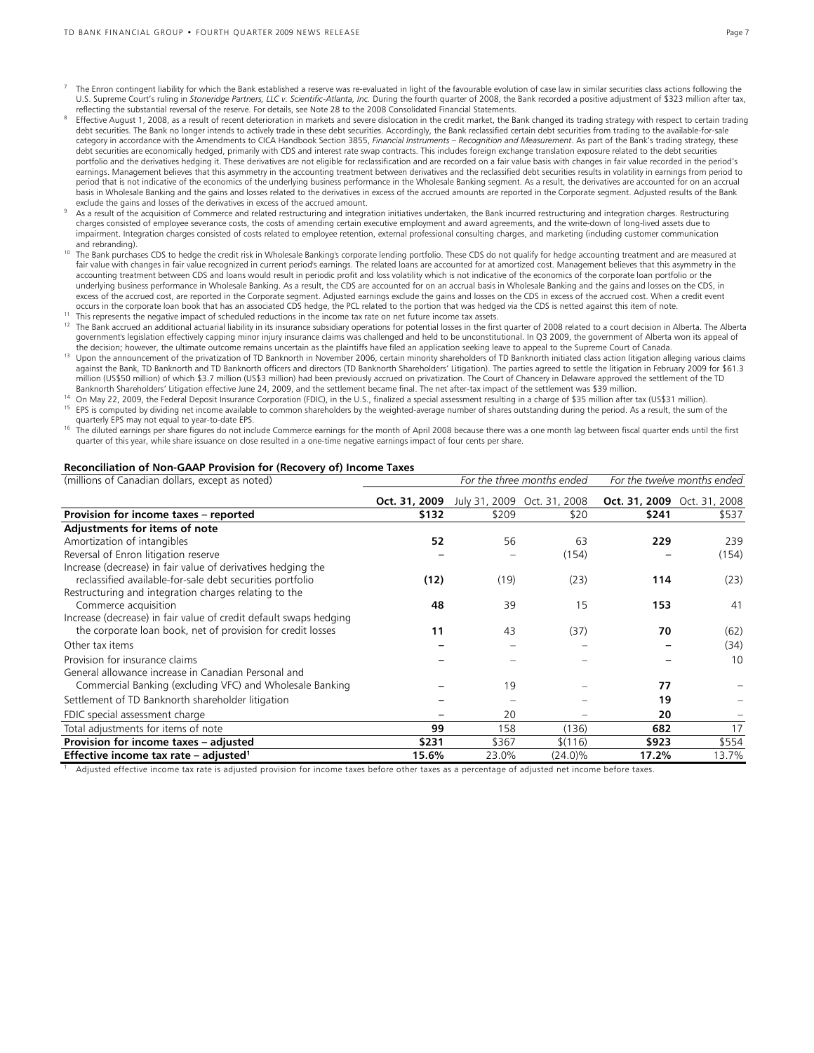7 The Enron contingent liability for which the Bank established a reserve was re-evaluated in light of the favourable evolution of case law in similar securities class actions following the U.S. Supreme Court's ruling in *Stoneridge Partners, LLC v. Scientific-Atlanta, Inc.* During the fourth quarter of 2008, the Bank recorded a positive adjustment of $323 million after tax, reflecting the substantial reversal of the reserve. For details, see Note 28 to the 2008 Consolidated Financial Statements.

8 Effective August 1, 2008, as a result of recent deterioration in markets and severe dislocation in the credit market, the Bank changed its trading strategy with respect to certain trading debt securities. The Bank no longer intends to actively trade in these debt securities. Accordingly, the Bank reclassified certain debt securities from trading to the available-for-sale category in accordance with the Amendments to CICA Handbook Section 3855, *Financial Instruments – Recognition and Measurement*. As part of the Bank's trading strategy, these debt securities are economically hedged, primarily with CDS and interest rate swap contracts. This includes foreign exchange translation exposure related to the debt securities portfolio and the derivatives hedging it. These derivatives are not eligible for reclassification and are recorded on a fair value basis with changes in fair value recorded in the period's earnings. Management believes that this asymmetry in the accounting treatment between derivatives and the reclassified debt securities results in volatility in earnings from period to period that is not indicative of the economics of the underlying business performance in the Wholesale Banking segment. As a result, the derivatives are accounted for on an accrual basis in Wholesale Banking and the gains and losses related to the derivatives in excess of the accrued amounts are reported in the Corporate segment. Adjusted results of the Bank exclude the gains and losses of the derivatives in excess of the accrued amount.

9 As a result of the acquisition of Commerce and related restructuring and integration initiatives undertaken, the Bank incurred restructuring and integration charges. Restructuring charges consisted of employee severance costs, the costs of amending certain executive employment and award agreements, and the write-down of long-lived assets due to impairment. Integration charges consisted of costs related to employee retention, external professional consulting charges, and marketing (including customer communication and rebranding).

10 The Bank purchases CDS to hedge the credit risk in Wholesale Banking's corporate lending portfolio. These CDS do not qualify for hedge accounting treatment and are measured at fair value with changes in fair value recognized in current period's earnings. The related loans are accounted for at amortized cost. Management believes that this asymmetry in the accounting treatment between CDS and loans would result in periodic profit and loss volatility which is not indicative of the economics of the corporate loan portfolio or the underlying business performance in Wholesale Banking. As a result, the CDS are accounted for on an accrual basis in Wholesale Banking and the gains and losses on the CDS, in excess of the accrued cost, are reported in the Corporate segment. Adjusted earnings exclude the gains and losses on the CDS in excess of the accrued cost. When a credit event occurs in the corporate loan book that has an associated CDS hedge, the PCL related to the portion that was hedged via the CDS is netted against this item of note.

11 This represents the negative impact of scheduled reductions in the income tax rate on net future income tax assets.

12 The Bank accrued an additional actuarial liability in its insurance subsidiary operations for potential losses in the first quarter of 2008 related to a court decision in Alberta. The Alberta government's legislation effectively capping minor injury insurance claims was challenged and held to be unconstitutional. In Q3 2009, the government of Alberta won its appeal of the decision; however, the ultimate outcome remains uncertain as the plaintiffs have filed an application seeking leave to appeal to the Supreme Court of Canada.

13 Upon the announcement of the privatization of TD Banknorth in November 2006, certain minority shareholders of TD Banknorth initiated class action litigation alleging various claims against the Bank, TD Banknorth and TD Banknorth officers and directors (TD Banknorth Shareholders' Litigation). The parties agreed to settle the litigation in February 2009 for $61.3 million (US$50 million) of which $3.7 million (US$3 million) had been previously accrued on privatization. The Court of Chancery in Delaware approved the settlement of the TD Banknorth Shareholders' Litigation effective June 24, 2009, and the settlement became final. The net after-tax impact of the settlement was $39 million.

14 On May 22, 2009, the Federal Deposit Insurance Corporation (FDIC), in the U.S., finalized a special assessment resulting in a charge of $35 million after tax (US$31 million).

15 EPS is computed by dividing net income available to common shareholders by the weighted-average number of shares outstanding during the period. As a result, the sum of the quarterly EPS may not equal to year-to-date EPS.

16 The diluted earnings per share figures do not include Commerce earnings for the month of April 2008 because there was a one month lag between fiscal quarter ends until the first quarter of this year, while share issuance on close resulted in a one-time negative earnings impact of four cents per share.

**Reconciliation of Non-GAAP Provision for (Recovery of) Income Taxes**

| (millions of Canadian dollars, except as noted) | *For the three months ended* | | | *For the twelve months ended* | |
|---|---|---|---|---|---|
| | **Oct. 31, 2009** | July 31, 2009 | Oct. 31, 2008 | **Oct. 31, 2009** | Oct. 31, 2008 |
| **Provision for income taxes – reported** | **$132** | $209 | $20 | **$241** | $537 |
| **Adjustments for items of note** | | | | | |
| Amortization of intangibles | **52** | 56 | 63 | **229** | 239 |
| Reversal of Enron litigation reserve | **–** | – | (154) | **–** | (154) |
| Increase (decrease) in fair value of derivatives hedging the reclassified available-for-sale debt securities portfolio | **(12)** | (19) | (23) | **114** | (23) |
| Restructuring and integration charges relating to the Commerce acquisition | **48** | 39 | 15 | **153** | 41 |
| Increase (decrease) in fair value of credit default swaps hedging the corporate loan book, net of provision for credit losses | **11** | 43 | (37) | **70** | (62) |
| Other tax items | **–** | – | – | **–** | (34) |
| Provision for insurance claims | **–** | – | – | **–** | 10 |
| General allowance increase in Canadian Personal and Commercial Banking (excluding VFC) and Wholesale Banking | **–** | 19 | – | **77** | – |
| Settlement of TD Banknorth shareholder litigation | **–** | – | – | **19** | – |
| FDIC special assessment charge | **–** | 20 | – | **20** | – |
| Total adjustments for items of note | **99** | 158 | (136) | **682** | 17 |
| **Provision for income taxes – adjusted** | **$231** | $367 | $(116) | **$923** | $554 |
| **Effective income tax rate – adjusted[1]** | **15.6%** | 23.0% | (24.0)% | **17.2%** | 13.7% |

1 Adjusted effective income tax rate is adjusted provision for income taxes before other taxes as a percentage of adjusted net income before taxes.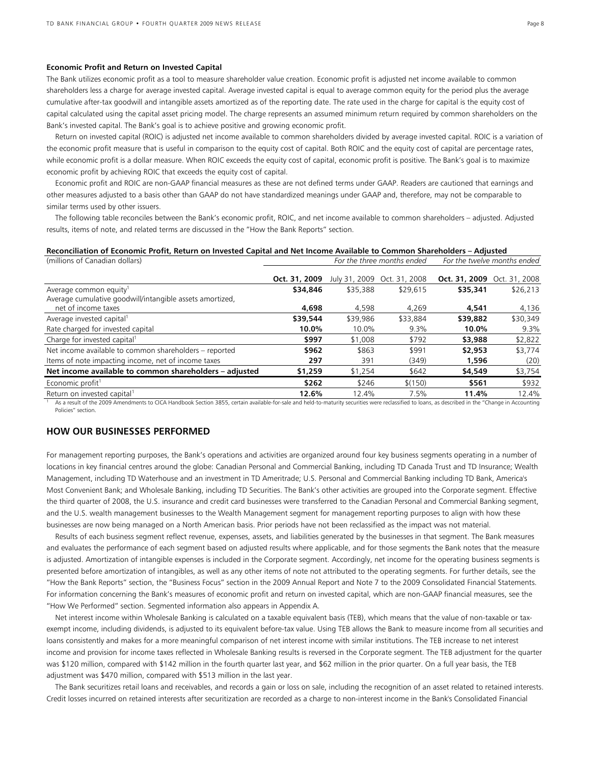### Economic Profit and Return on Invested Capital

The Bank utilizes economic profit as a tool to measure shareholder value creation. Economic profit is adjusted net income available to common shareholders less a charge for average invested capital. Average invested capital is equal to average common equity for the period plus the average cumulative after-tax goodwill and intangible assets amortized as of the reporting date. The rate used in the charge for capital is the equity cost of capital calculated using the capital asset pricing model. The charge represents an assumed minimum return required by common shareholders on the Bank's invested capital. The Bank's goal is to achieve positive and growing economic profit.

Return on invested capital (ROIC) is adjusted net income available to common shareholders divided by average invested capital. ROIC is a variation of the economic profit measure that is useful in comparison to the equity cost of capital. Both ROIC and the equity cost of capital are percentage rates, while economic profit is a dollar measure. When ROIC exceeds the equity cost of capital, economic profit is positive. The Bank's goal is to maximize economic profit by achieving ROIC that exceeds the equity cost of capital.

Economic profit and ROIC are non-GAAP financial measures as these are not defined terms under GAAP. Readers are cautioned that earnings and other measures adjusted to a basis other than GAAP do not have standardized meanings under GAAP and, therefore, may not be comparable to similar terms used by other issuers.

The following table reconciles between the Bank's economic profit, ROIC, and net income available to common shareholders – adjusted. Adjusted results, items of note, and related terms are discussed in the "How the Bank Reports" section.

**Reconciliation of Economic Profit, Return on Invested Capital and Net Income Available to Common Shareholders – Adjusted**

| (millions of Canadian dollars) | *For the three months ended* | | | *For the twelve months ended* | |
|---|---|---|---|---|---|
| | **Oct. 31, 2009** | July 31, 2009 | Oct. 31, 2008 | **Oct. 31, 2009** | Oct. 31, 2008 |
| Average common equity[1] | **$34,846** | $35,388 | $29,615 | **$35,341** | $26,213 |
| Average cumulative goodwill/intangible assets amortized, net of income taxes | **4,698** | 4,598 | 4,269 | **4,541** | 4,136 |
| Average invested capital[1] | **$39,544** | $39,986 | $33,884 | **$39,882** | $30,349 |
| Rate charged for invested capital | **10.0%** | 10.0% | 9.3% | **10.0%** | 9.3% |
| Charge for invested capital[1] | **$997** | $1,008 | $792 | **$3,988** | $2,822 |
| Net income available to common shareholders – reported | **$962** | $863 | $991 | **$2,953** | $3,774 |
| Items of note impacting income, net of income taxes | **297** | 391 | (349) | **1,596** | (20) |
| **Net income available to common shareholders – adjusted** | **$1,259** | $1,254 | $642 | **$4,549** | $3,754 |
| Economic profit[1] | **$262** | $246 | $(150) | **$561** | $932 |
| Return on invested capital[1] | **12.6%** | 12.4% | 7.5% | **11.4%** | 12.4% |

[1] As a result of the 2009 Amendments to CICA Handbook Section 3855, certain available-for-sale and held-to-maturity securities were reclassified to loans, as described in the "Change in Accounting Policies" section.

## HOW OUR BUSINESSES PERFORMED

For management reporting purposes, the Bank's operations and activities are organized around four key business segments operating in a number of locations in key financial centres around the globe: Canadian Personal and Commercial Banking, including TD Canada Trust and TD Insurance; Wealth Management, including TD Waterhouse and an investment in TD Ameritrade; U.S. Personal and Commercial Banking including TD Bank, America's Most Convenient Bank; and Wholesale Banking, including TD Securities. The Bank's other activities are grouped into the Corporate segment. Effective the third quarter of 2008, the U.S. insurance and credit card businesses were transferred to the Canadian Personal and Commercial Banking segment, and the U.S. wealth management businesses to the Wealth Management segment for management reporting purposes to align with how these businesses are now being managed on a North American basis. Prior periods have not been reclassified as the impact was not material.

Results of each business segment reflect revenue, expenses, assets, and liabilities generated by the businesses in that segment. The Bank measures and evaluates the performance of each segment based on adjusted results where applicable, and for those segments the Bank notes that the measure is adjusted. Amortization of intangible expenses is included in the Corporate segment. Accordingly, net income for the operating business segments is presented before amortization of intangibles, as well as any other items of note not attributed to the operating segments. For further details, see the "How the Bank Reports" section, the "Business Focus" section in the 2009 Annual Report and Note 7 to the 2009 Consolidated Financial Statements. For information concerning the Bank's measures of economic profit and return on invested capital, which are non-GAAP financial measures, see the "How We Performed" section. Segmented information also appears in Appendix A.

Net interest income within Wholesale Banking is calculated on a taxable equivalent basis (TEB), which means that the value of non-taxable or tax-exempt income, including dividends, is adjusted to its equivalent before-tax value. Using TEB allows the Bank to measure income from all securities and loans consistently and makes for a more meaningful comparison of net interest income with similar institutions. The TEB increase to net interest income and provision for income taxes reflected in Wholesale Banking results is reversed in the Corporate segment. The TEB adjustment for the quarter was $120 million, compared with $142 million in the fourth quarter last year, and $62 million in the prior quarter. On a full year basis, the TEB adjustment was $470 million, compared with $513 million in the last year.

The Bank securitizes retail loans and receivables, and records a gain or loss on sale, including the recognition of an asset related to retained interests. Credit losses incurred on retained interests after securitization are recorded as a charge to non-interest income in the Bank's Consolidated Financial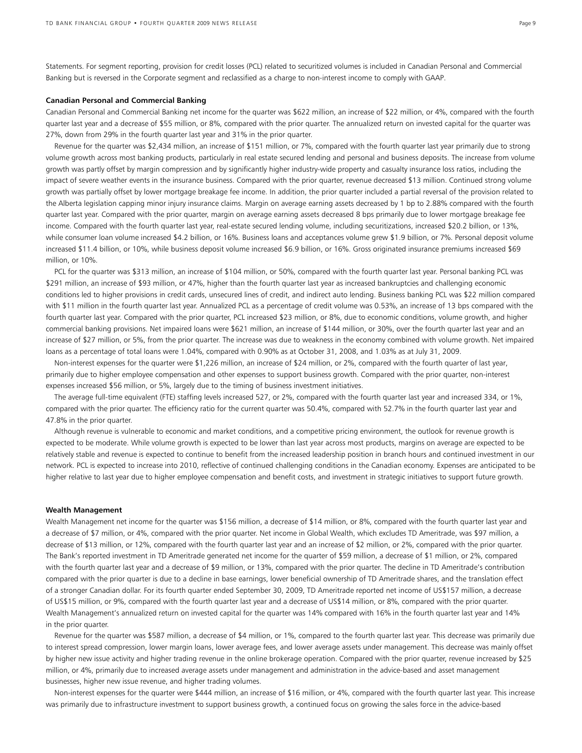Statements. For segment reporting, provision for credit losses (PCL) related to securitized volumes is included in Canadian Personal and Commercial Banking but is reversed in the Corporate segment and reclassified as a charge to non-interest income to comply with GAAP.

**Canadian Personal and Commercial Banking**

Canadian Personal and Commercial Banking net income for the quarter was $622 million, an increase of $22 million, or 4%, compared with the fourth quarter last year and a decrease of $55 million, or 8%, compared with the prior quarter. The annualized return on invested capital for the quarter was 27%, down from 29% in the fourth quarter last year and 31% in the prior quarter.

Revenue for the quarter was $2,434 million, an increase of $151 million, or 7%, compared with the fourth quarter last year primarily due to strong volume growth across most banking products, particularly in real estate secured lending and personal and business deposits. The increase from volume growth was partly offset by margin compression and by significantly higher industry-wide property and casualty insurance loss ratios, including the impact of severe weather events in the insurance business. Compared with the prior quarter, revenue decreased $13 million. Continued strong volume growth was partially offset by lower mortgage breakage fee income. In addition, the prior quarter included a partial reversal of the provision related to the Alberta legislation capping minor injury insurance claims. Margin on average earning assets decreased by 1 bp to 2.88% compared with the fourth quarter last year. Compared with the prior quarter, margin on average earning assets decreased 8 bps primarily due to lower mortgage breakage fee income. Compared with the fourth quarter last year, real-estate secured lending volume, including securitizations, increased $20.2 billion, or 13%, while consumer loan volume increased $4.2 billion, or 16%. Business loans and acceptances volume grew $1.9 billion, or 7%. Personal deposit volume increased $11.4 billion, or 10%, while business deposit volume increased $6.9 billion, or 16%. Gross originated insurance premiums increased $69 million, or 10%.

PCL for the quarter was $313 million, an increase of $104 million, or 50%, compared with the fourth quarter last year. Personal banking PCL was $291 million, an increase of $93 million, or 47%, higher than the fourth quarter last year as increased bankruptcies and challenging economic conditions led to higher provisions in credit cards, unsecured lines of credit, and indirect auto lending. Business banking PCL was $22 million compared with $11 million in the fourth quarter last year. Annualized PCL as a percentage of credit volume was 0.53%, an increase of 13 bps compared with the fourth quarter last year. Compared with the prior quarter, PCL increased $23 million, or 8%, due to economic conditions, volume growth, and higher commercial banking provisions. Net impaired loans were $621 million, an increase of $144 million, or 30%, over the fourth quarter last year and an increase of $27 million, or 5%, from the prior quarter. The increase was due to weakness in the economy combined with volume growth. Net impaired loans as a percentage of total loans were 1.04%, compared with 0.90% as at October 31, 2008, and 1.03% as at July 31, 2009.

Non-interest expenses for the quarter were $1,226 million, an increase of $24 million, or 2%, compared with the fourth quarter of last year, primarily due to higher employee compensation and other expenses to support business growth. Compared with the prior quarter, non-interest expenses increased $56 million, or 5%, largely due to the timing of business investment initiatives.

The average full-time equivalent (FTE) staffing levels increased 527, or 2%, compared with the fourth quarter last year and increased 334, or 1%, compared with the prior quarter. The efficiency ratio for the current quarter was 50.4%, compared with 52.7% in the fourth quarter last year and 47.8% in the prior quarter.

Although revenue is vulnerable to economic and market conditions, and a competitive pricing environment, the outlook for revenue growth is expected to be moderate. While volume growth is expected to be lower than last year across most products, margins on average are expected to be relatively stable and revenue is expected to continue to benefit from the increased leadership position in branch hours and continued investment in our network. PCL is expected to increase into 2010, reflective of continued challenging conditions in the Canadian economy. Expenses are anticipated to be higher relative to last year due to higher employee compensation and benefit costs, and investment in strategic initiatives to support future growth.

**Wealth Management**

Wealth Management net income for the quarter was $156 million, a decrease of $14 million, or 8%, compared with the fourth quarter last year and a decrease of $7 million, or 4%, compared with the prior quarter. Net income in Global Wealth, which excludes TD Ameritrade, was $97 million, a decrease of $13 million, or 12%, compared with the fourth quarter last year and an increase of $2 million, or 2%, compared with the prior quarter. The Bank's reported investment in TD Ameritrade generated net income for the quarter of $59 million, a decrease of $1 million, or 2%, compared with the fourth quarter last year and a decrease of $9 million, or 13%, compared with the prior quarter. The decline in TD Ameritrade's contribution compared with the prior quarter is due to a decline in base earnings, lower beneficial ownership of TD Ameritrade shares, and the translation effect of a stronger Canadian dollar. For its fourth quarter ended September 30, 2009, TD Ameritrade reported net income of US$157 million, a decrease of US$15 million, or 9%, compared with the fourth quarter last year and a decrease of US$14 million, or 8%, compared with the prior quarter. Wealth Management's annualized return on invested capital for the quarter was 14% compared with 16% in the fourth quarter last year and 14% in the prior quarter.

Revenue for the quarter was $587 million, a decrease of $4 million, or 1%, compared to the fourth quarter last year. This decrease was primarily due to interest spread compression, lower margin loans, lower average fees, and lower average assets under management. This decrease was mainly offset by higher new issue activity and higher trading revenue in the online brokerage operation. Compared with the prior quarter, revenue increased by $25 million, or 4%, primarily due to increased average assets under management and administration in the advice-based and asset management businesses, higher new issue revenue, and higher trading volumes.

Non-interest expenses for the quarter were $444 million, an increase of $16 million, or 4%, compared with the fourth quarter last year. This increase was primarily due to infrastructure investment to support business growth, a continued focus on growing the sales force in the advice-based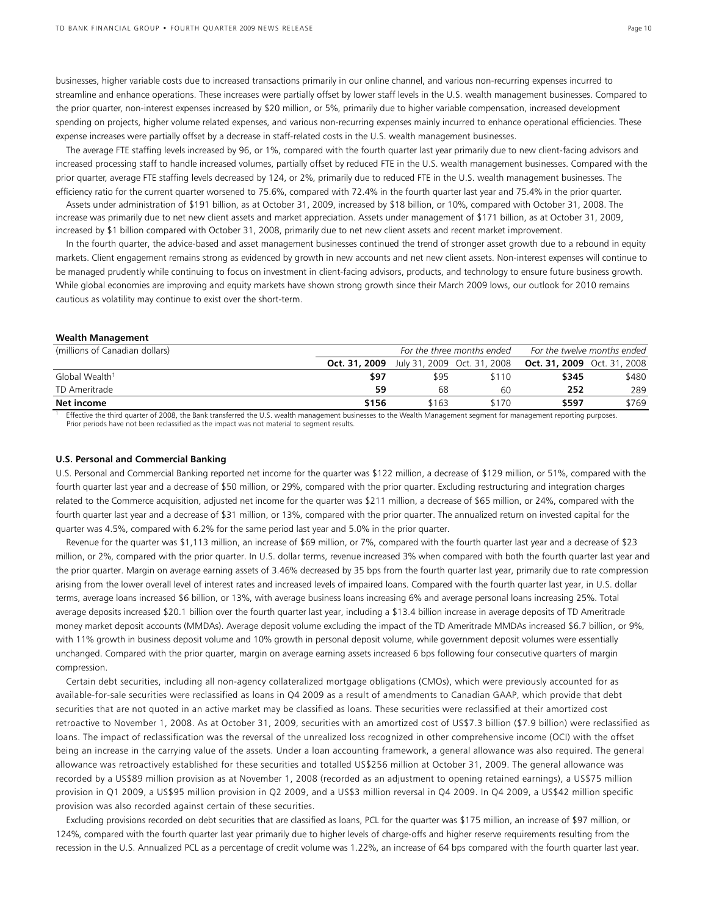businesses, higher variable costs due to increased transactions primarily in our online channel, and various non-recurring expenses incurred to streamline and enhance operations. These increases were partially offset by lower staff levels in the U.S. wealth management businesses. Compared to the prior quarter, non-interest expenses increased by $20 million, or 5%, primarily due to higher variable compensation, increased development spending on projects, higher volume related expenses, and various non-recurring expenses mainly incurred to enhance operational efficiencies. These expense increases were partially offset by a decrease in staff-related costs in the U.S. wealth management businesses.

The average FTE staffing levels increased by 96, or 1%, compared with the fourth quarter last year primarily due to new client-facing advisors and increased processing staff to handle increased volumes, partially offset by reduced FTE in the U.S. wealth management businesses. Compared with the prior quarter, average FTE staffing levels decreased by 124, or 2%, primarily due to reduced FTE in the U.S. wealth management businesses. The efficiency ratio for the current quarter worsened to 75.6%, compared with 72.4% in the fourth quarter last year and 75.4% in the prior quarter.

Assets under administration of $191 billion, as at October 31, 2009, increased by $18 billion, or 10%, compared with October 31, 2008. The increase was primarily due to net new client assets and market appreciation. Assets under management of $171 billion, as at October 31, 2009, increased by $1 billion compared with October 31, 2008, primarily due to net new client assets and recent market improvement.

In the fourth quarter, the advice-based and asset management businesses continued the trend of stronger asset growth due to a rebound in equity markets. Client engagement remains strong as evidenced by growth in new accounts and net new client assets. Non-interest expenses will continue to be managed prudently while continuing to focus on investment in client-facing advisors, products, and technology to ensure future business growth. While global economies are improving and equity markets have shown strong growth since their March 2009 lows, our outlook for 2010 remains cautious as volatility may continue to exist over the short-term.

**Wealth Management**

| (millions of Canadian dollars) | *For the three months ended* | | | *For the twelve months ended* | |
|---|---|---|---|---|---|
| | **Oct. 31, 2009** | July 31, 2009 | Oct. 31, 2008 | **Oct. 31, 2009** | Oct. 31, 2008 |
| Global Wealth[1] | **$97** | $95 | $110 | **$345** | $480 |
| TD Ameritrade | **59** | 68 | 60 | **252** | 289 |
| **Net income** | **$156** | $163 | $170 | **$597** | $769 |

[1] Effective the third quarter of 2008, the Bank transferred the U.S. wealth management businesses to the Wealth Management segment for management reporting purposes. Prior periods have not been reclassified as the impact was not material to segment results.

**U.S. Personal and Commercial Banking**

U.S. Personal and Commercial Banking reported net income for the quarter was $122 million, a decrease of $129 million, or 51%, compared with the fourth quarter last year and a decrease of $50 million, or 29%, compared with the prior quarter. Excluding restructuring and integration charges related to the Commerce acquisition, adjusted net income for the quarter was $211 million, a decrease of $65 million, or 24%, compared with the fourth quarter last year and a decrease of $31 million, or 13%, compared with the prior quarter. The annualized return on invested capital for the quarter was 4.5%, compared with 6.2% for the same period last year and 5.0% in the prior quarter.

Revenue for the quarter was $1,113 million, an increase of $69 million, or 7%, compared with the fourth quarter last year and a decrease of $23 million, or 2%, compared with the prior quarter. In U.S. dollar terms, revenue increased 3% when compared with both the fourth quarter last year and the prior quarter. Margin on average earning assets of 3.46% decreased by 35 bps from the fourth quarter last year, primarily due to rate compression arising from the lower overall level of interest rates and increased levels of impaired loans. Compared with the fourth quarter last year, in U.S. dollar terms, average loans increased $6 billion, or 13%, with average business loans increasing 6% and average personal loans increasing 25%. Total average deposits increased $20.1 billion over the fourth quarter last year, including a $13.4 billion increase in average deposits of TD Ameritrade money market deposit accounts (MMDAs). Average deposit volume excluding the impact of the TD Ameritrade MMDAs increased $6.7 billion, or 9%, with 11% growth in business deposit volume and 10% growth in personal deposit volume, while government deposit volumes were essentially unchanged. Compared with the prior quarter, margin on average earning assets increased 6 bps following four consecutive quarters of margin compression.

Certain debt securities, including all non-agency collateralized mortgage obligations (CMOs), which were previously accounted for as available-for-sale securities were reclassified as loans in Q4 2009 as a result of amendments to Canadian GAAP, which provide that debt securities that are not quoted in an active market may be classified as loans. These securities were reclassified at their amortized cost retroactive to November 1, 2008. As at October 31, 2009, securities with an amortized cost of US$7.3 billion ($7.9 billion) were reclassified as loans. The impact of reclassification was the reversal of the unrealized loss recognized in other comprehensive income (OCI) with the offset being an increase in the carrying value of the assets. Under a loan accounting framework, a general allowance was also required. The general allowance was retroactively established for these securities and totalled US$256 million at October 31, 2009. The general allowance was recorded by a US$89 million provision as at November 1, 2008 (recorded as an adjustment to opening retained earnings), a US$75 million provision in Q1 2009, a US$95 million provision in Q2 2009, and a US$3 million reversal in Q4 2009. In Q4 2009, a US$42 million specific provision was also recorded against certain of these securities.

Excluding provisions recorded on debt securities that are classified as loans, PCL for the quarter was $175 million, an increase of $97 million, or 124%, compared with the fourth quarter last year primarily due to higher levels of charge-offs and higher reserve requirements resulting from the recession in the U.S. Annualized PCL as a percentage of credit volume was 1.22%, an increase of 64 bps compared with the fourth quarter last year.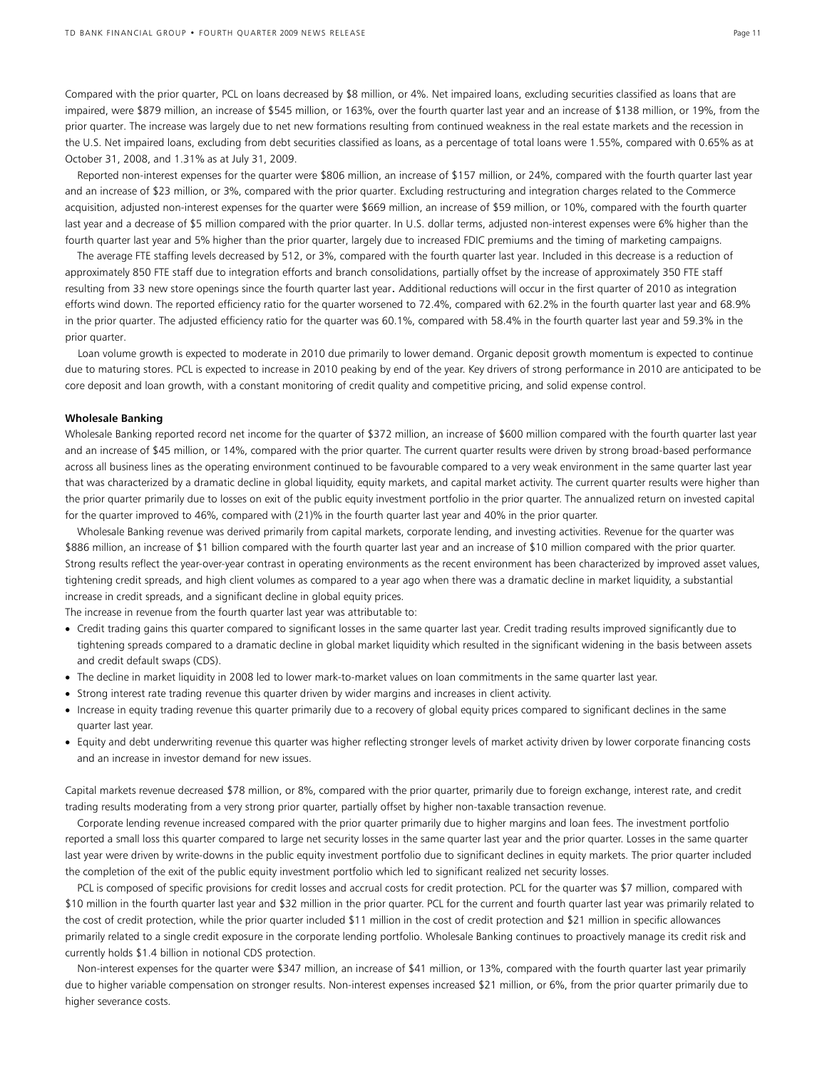Compared with the prior quarter, PCL on loans decreased by $8 million, or 4%. Net impaired loans, excluding securities classified as loans that are impaired, were $879 million, an increase of $545 million, or 163%, over the fourth quarter last year and an increase of $138 million, or 19%, from the prior quarter. The increase was largely due to net new formations resulting from continued weakness in the real estate markets and the recession in the U.S. Net impaired loans, excluding from debt securities classified as loans, as a percentage of total loans were 1.55%, compared with 0.65% as at October 31, 2008, and 1.31% as at July 31, 2009.

Reported non-interest expenses for the quarter were $806 million, an increase of $157 million, or 24%, compared with the fourth quarter last year and an increase of $23 million, or 3%, compared with the prior quarter. Excluding restructuring and integration charges related to the Commerce acquisition, adjusted non-interest expenses for the quarter were $669 million, an increase of $59 million, or 10%, compared with the fourth quarter last year and a decrease of $5 million compared with the prior quarter. In U.S. dollar terms, adjusted non-interest expenses were 6% higher than the fourth quarter last year and 5% higher than the prior quarter, largely due to increased FDIC premiums and the timing of marketing campaigns.

The average FTE staffing levels decreased by 512, or 3%, compared with the fourth quarter last year. Included in this decrease is a reduction of approximately 850 FTE staff due to integration efforts and branch consolidations, partially offset by the increase of approximately 350 FTE staff resulting from 33 new store openings since the fourth quarter last year. Additional reductions will occur in the first quarter of 2010 as integration efforts wind down. The reported efficiency ratio for the quarter worsened to 72.4%, compared with 62.2% in the fourth quarter last year and 68.9% in the prior quarter. The adjusted efficiency ratio for the quarter was 60.1%, compared with 58.4% in the fourth quarter last year and 59.3% in the prior quarter.

Loan volume growth is expected to moderate in 2010 due primarily to lower demand. Organic deposit growth momentum is expected to continue due to maturing stores. PCL is expected to increase in 2010 peaking by end of the year. Key drivers of strong performance in 2010 are anticipated to be core deposit and loan growth, with a constant monitoring of credit quality and competitive pricing, and solid expense control.

**Wholesale Banking**

Wholesale Banking reported record net income for the quarter of $372 million, an increase of $600 million compared with the fourth quarter last year and an increase of $45 million, or 14%, compared with the prior quarter. The current quarter results were driven by strong broad-based performance across all business lines as the operating environment continued to be favourable compared to a very weak environment in the same quarter last year that was characterized by a dramatic decline in global liquidity, equity markets, and capital market activity. The current quarter results were higher than the prior quarter primarily due to losses on exit of the public equity investment portfolio in the prior quarter. The annualized return on invested capital for the quarter improved to 46%, compared with (21)% in the fourth quarter last year and 40% in the prior quarter.

Wholesale Banking revenue was derived primarily from capital markets, corporate lending, and investing activities. Revenue for the quarter was $886 million, an increase of $1 billion compared with the fourth quarter last year and an increase of $10 million compared with the prior quarter. Strong results reflect the year-over-year contrast in operating environments as the recent environment has been characterized by improved asset values, tightening credit spreads, and high client volumes as compared to a year ago when there was a dramatic decline in market liquidity, a substantial increase in credit spreads, and a significant decline in global equity prices.

The increase in revenue from the fourth quarter last year was attributable to:

- Credit trading gains this quarter compared to significant losses in the same quarter last year. Credit trading results improved significantly due to tightening spreads compared to a dramatic decline in global market liquidity which resulted in the significant widening in the basis between assets and credit default swaps (CDS).
- The decline in market liquidity in 2008 led to lower mark-to-market values on loan commitments in the same quarter last year.
- Strong interest rate trading revenue this quarter driven by wider margins and increases in client activity.
- Increase in equity trading revenue this quarter primarily due to a recovery of global equity prices compared to significant declines in the same quarter last year.
- Equity and debt underwriting revenue this quarter was higher reflecting stronger levels of market activity driven by lower corporate financing costs and an increase in investor demand for new issues.

Capital markets revenue decreased $78 million, or 8%, compared with the prior quarter, primarily due to foreign exchange, interest rate, and credit trading results moderating from a very strong prior quarter, partially offset by higher non-taxable transaction revenue.

Corporate lending revenue increased compared with the prior quarter primarily due to higher margins and loan fees. The investment portfolio reported a small loss this quarter compared to large net security losses in the same quarter last year and the prior quarter. Losses in the same quarter last year were driven by write-downs in the public equity investment portfolio due to significant declines in equity markets. The prior quarter included the completion of the exit of the public equity investment portfolio which led to significant realized net security losses.

PCL is composed of specific provisions for credit losses and accrual costs for credit protection. PCL for the quarter was $7 million, compared with $10 million in the fourth quarter last year and $32 million in the prior quarter. PCL for the current and fourth quarter last year was primarily related to the cost of credit protection, while the prior quarter included $11 million in the cost of credit protection and $21 million in specific allowances primarily related to a single credit exposure in the corporate lending portfolio. Wholesale Banking continues to proactively manage its credit risk and currently holds $1.4 billion in notional CDS protection.

Non-interest expenses for the quarter were $347 million, an increase of $41 million, or 13%, compared with the fourth quarter last year primarily due to higher variable compensation on stronger results. Non-interest expenses increased $21 million, or 6%, from the prior quarter primarily due to higher severance costs.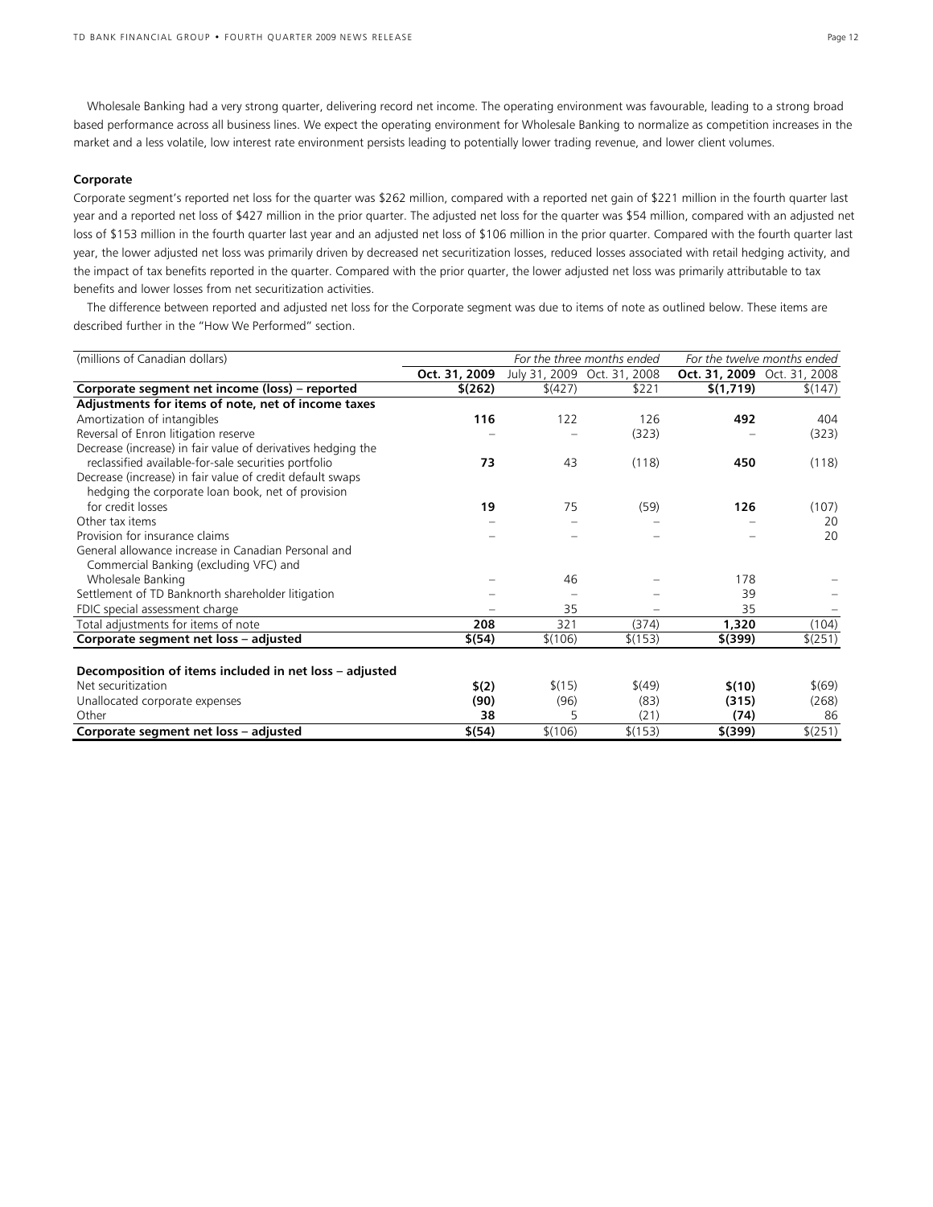Wholesale Banking had a very strong quarter, delivering record net income. The operating environment was favourable, leading to a strong broad based performance across all business lines. We expect the operating environment for Wholesale Banking to normalize as competition increases in the market and a less volatile, low interest rate environment persists leading to potentially lower trading revenue, and lower client volumes.

**Corporate**

Corporate segment's reported net loss for the quarter was $262 million, compared with a reported net gain of $221 million in the fourth quarter last year and a reported net loss of $427 million in the prior quarter. The adjusted net loss for the quarter was $54 million, compared with an adjusted net loss of $153 million in the fourth quarter last year and an adjusted net loss of $106 million in the prior quarter. Compared with the fourth quarter last year, the lower adjusted net loss was primarily driven by decreased net securitization losses, reduced losses associated with retail hedging activity, and the impact of tax benefits reported in the quarter. Compared with the prior quarter, the lower adjusted net loss was primarily attributable to tax benefits and lower losses from net securitization activities.

The difference between reported and adjusted net loss for the Corporate segment was due to items of note as outlined below. These items are described further in the "How We Performed" section.

| (millions of Canadian dollars) | *For the three months ended* | | | *For the twelve months ended* | |
|---|---|---|---|---|---|
| | **Oct. 31, 2009** | July 31, 2009 | Oct. 31, 2008 | **Oct. 31, 2009** | Oct. 31, 2008 |
| **Corporate segment net income (loss) – reported** | **$(262)** | $(427) | $221 | **$(1,719)** | $(147) |
| **Adjustments for items of note, net of income taxes** | | | | | |
| Amortization of intangibles | **116** | 122 | 126 | **492** | 404 |
| Reversal of Enron litigation reserve | – | – | (323) | – | (323) |
| Decrease (increase) in fair value of derivatives hedging the reclassified available-for-sale securities portfolio | **73** | 43 | (118) | **450** | (118) |
| Decrease (increase) in fair value of credit default swaps hedging the corporate loan book, net of provision for credit losses | **19** | 75 | (59) | **126** | (107) |
| Other tax items | – | – | – | – | 20 |
| Provision for insurance claims | – | – | – | – | 20 |
| General allowance increase in Canadian Personal and Commercial Banking (excluding VFC) and Wholesale Banking | – | 46 | – | 178 | – |
| Settlement of TD Banknorth shareholder litigation | – | – | – | 39 | – |
| FDIC special assessment charge | – | 35 | – | 35 | – |
| Total adjustments for items of note | **208** | 321 | (374) | **1,320** | (104) |
| **Corporate segment net loss – adjusted** | **$(54)** | $(106) | $(153) | **$(399)** | $(251) |
| | | | | | |
| **Decomposition of items included in net loss – adjusted** | | | | | |
| Net securitization | **$(2)** | $(15) | $(49) | **$(10)** | $(69) |
| Unallocated corporate expenses | **(90)** | (96) | (83) | **(315)** | (268) |
| Other | **38** | 5 | (21) | **(74)** | 86 |
| **Corporate segment net loss – adjusted** | **$(54)** | $(106) | $(153) | **$(399)** | $(251) |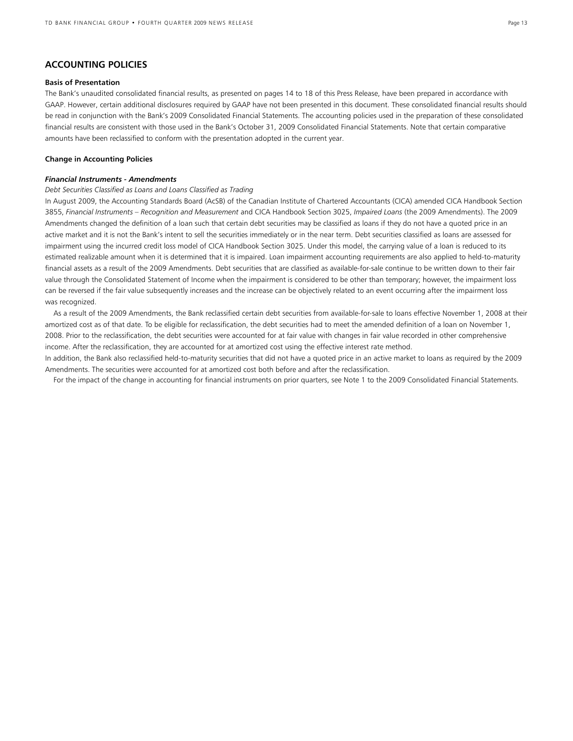## ACCOUNTING POLICIES

**Basis of Presentation**

The Bank's unaudited consolidated financial results, as presented on pages 14 to 18 of this Press Release, have been prepared in accordance with GAAP. However, certain additional disclosures required by GAAP have not been presented in this document. These consolidated financial results should be read in conjunction with the Bank's 2009 Consolidated Financial Statements. The accounting policies used in the preparation of these consolidated financial results are consistent with those used in the Bank's October 31, 2009 Consolidated Financial Statements. Note that certain comparative amounts have been reclassified to conform with the presentation adopted in the current year.

**Change in Accounting Policies**

***Financial Instruments - Amendments***

*Debt Securities Classified as Loans and Loans Classified as Trading*

In August 2009, the Accounting Standards Board (AcSB) of the Canadian Institute of Chartered Accountants (CICA) amended CICA Handbook Section 3855, *Financial Instruments – Recognition and Measurement* and CICA Handbook Section 3025, *Impaired Loans* (the 2009 Amendments). The 2009 Amendments changed the definition of a loan such that certain debt securities may be classified as loans if they do not have a quoted price in an active market and it is not the Bank's intent to sell the securities immediately or in the near term. Debt securities classified as loans are assessed for impairment using the incurred credit loss model of CICA Handbook Section 3025. Under this model, the carrying value of a loan is reduced to its estimated realizable amount when it is determined that it is impaired. Loan impairment accounting requirements are also applied to held-to-maturity financial assets as a result of the 2009 Amendments. Debt securities that are classified as available-for-sale continue to be written down to their fair value through the Consolidated Statement of Income when the impairment is considered to be other than temporary; however, the impairment loss can be reversed if the fair value subsequently increases and the increase can be objectively related to an event occurring after the impairment loss was recognized.

As a result of the 2009 Amendments, the Bank reclassified certain debt securities from available-for-sale to loans effective November 1, 2008 at their amortized cost as of that date. To be eligible for reclassification, the debt securities had to meet the amended definition of a loan on November 1, 2008. Prior to the reclassification, the debt securities were accounted for at fair value with changes in fair value recorded in other comprehensive income. After the reclassification, they are accounted for at amortized cost using the effective interest rate method.

In addition, the Bank also reclassified held-to-maturity securities that did not have a quoted price in an active market to loans as required by the 2009 Amendments. The securities were accounted for at amortized cost both before and after the reclassification.

For the impact of the change in accounting for financial instruments on prior quarters, see Note 1 to the 2009 Consolidated Financial Statements.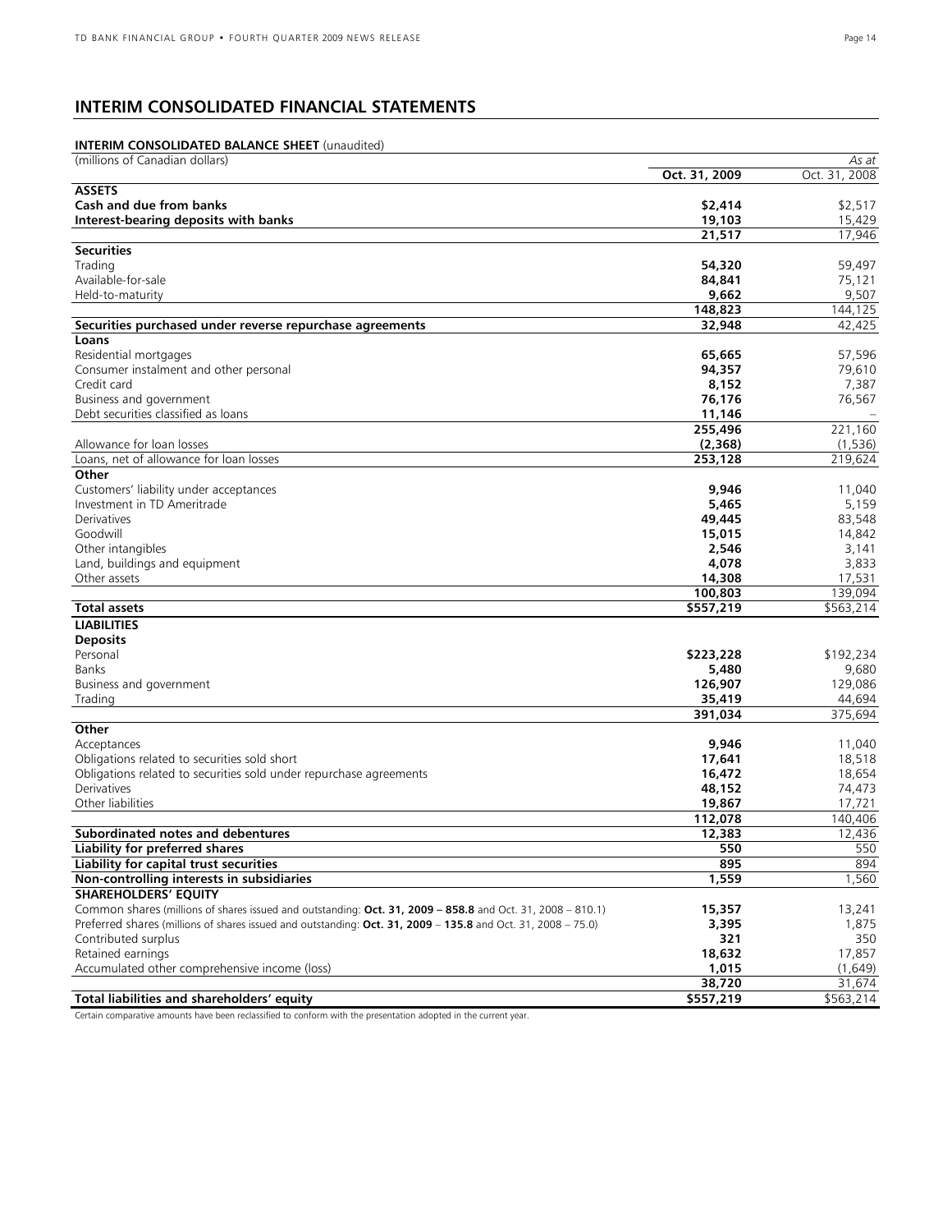# INTERIM CONSOLIDATED FINANCIAL STATEMENTS

**INTERIM CONSOLIDATED BALANCE SHEET** (unaudited)

| (millions of Canadian dollars) | | *As at* |
|---|---|---|
| | **Oct. 31, 2009** | Oct. 31, 2008 |
| **ASSETS** | | |
| **Cash and due from banks** | **$2,414** | $2,517 |
| **Interest-bearing deposits with banks** | **19,103** | 15,429 |
| | **21,517** | 17,946 |
| **Securities** | | |
| Trading | **54,320** | 59,497 |
| Available-for-sale | **84,841** | 75,121 |
| Held-to-maturity | **9,662** | 9,507 |
| | **148,823** | 144,125 |
| **Securities purchased under reverse repurchase agreements** | **32,948** | 42,425 |
| **Loans** | | |
| Residential mortgages | **65,665** | 57,596 |
| Consumer instalment and other personal | **94,357** | 79,610 |
| Credit card | **8,152** | 7,387 |
| Business and government | **76,176** | 76,567 |
| Debt securities classified as loans | **11,146** | – |
| | **255,496** | 221,160 |
| Allowance for loan losses | **(2,368)** | (1,536) |
| Loans, net of allowance for loan losses | **253,128** | 219,624 |
| **Other** | | |
| Customers' liability under acceptances | **9,946** | 11,040 |
| Investment in TD Ameritrade | **5,465** | 5,159 |
| Derivatives | **49,445** | 83,548 |
| Goodwill | **15,015** | 14,842 |
| Other intangibles | **2,546** | 3,141 |
| Land, buildings and equipment | **4,078** | 3,833 |
| Other assets | **14,308** | 17,531 |
| | **100,803** | 139,094 |
| **Total assets** | **$557,219** | $563,214 |
| **LIABILITIES** | | |
| **Deposits** | | |
| Personal | **$223,228** | $192,234 |
| Banks | **5,480** | 9,680 |
| Business and government | **126,907** | 129,086 |
| Trading | **35,419** | 44,694 |
| | **391,034** | 375,694 |
| **Other** | | |
| Acceptances | **9,946** | 11,040 |
| Obligations related to securities sold short | **17,641** | 18,518 |
| Obligations related to securities sold under repurchase agreements | **16,472** | 18,654 |
| Derivatives | **48,152** | 74,473 |
| Other liabilities | **19,867** | 17,721 |
| | **112,078** | 140,406 |
| **Subordinated notes and debentures** | **12,383** | 12,436 |
| **Liability for preferred shares** | **550** | 550 |
| **Liability for capital trust securities** | **895** | 894 |
| **Non-controlling interests in subsidiaries** | **1,559** | 1,560 |
| **SHAREHOLDERS' EQUITY** | | |
| Common shares (millions of shares issued and outstanding: **Oct. 31, 2009 – 858.8** and Oct. 31, 2008 – 810.1) | **15,357** | 13,241 |
| Preferred shares (millions of shares issued and outstanding: **Oct. 31, 2009** – **135.8** and Oct. 31, 2008 – 75.0) | **3,395** | 1,875 |
| Contributed surplus | **321** | 350 |
| Retained earnings | **18,632** | 17,857 |
| Accumulated other comprehensive income (loss) | **1,015** | (1,649) |
| | **38,720** | 31,674 |
| **Total liabilities and shareholders' equity** | **$557,219** | $563,214 |

Certain comparative amounts have been reclassified to conform with the presentation adopted in the current year.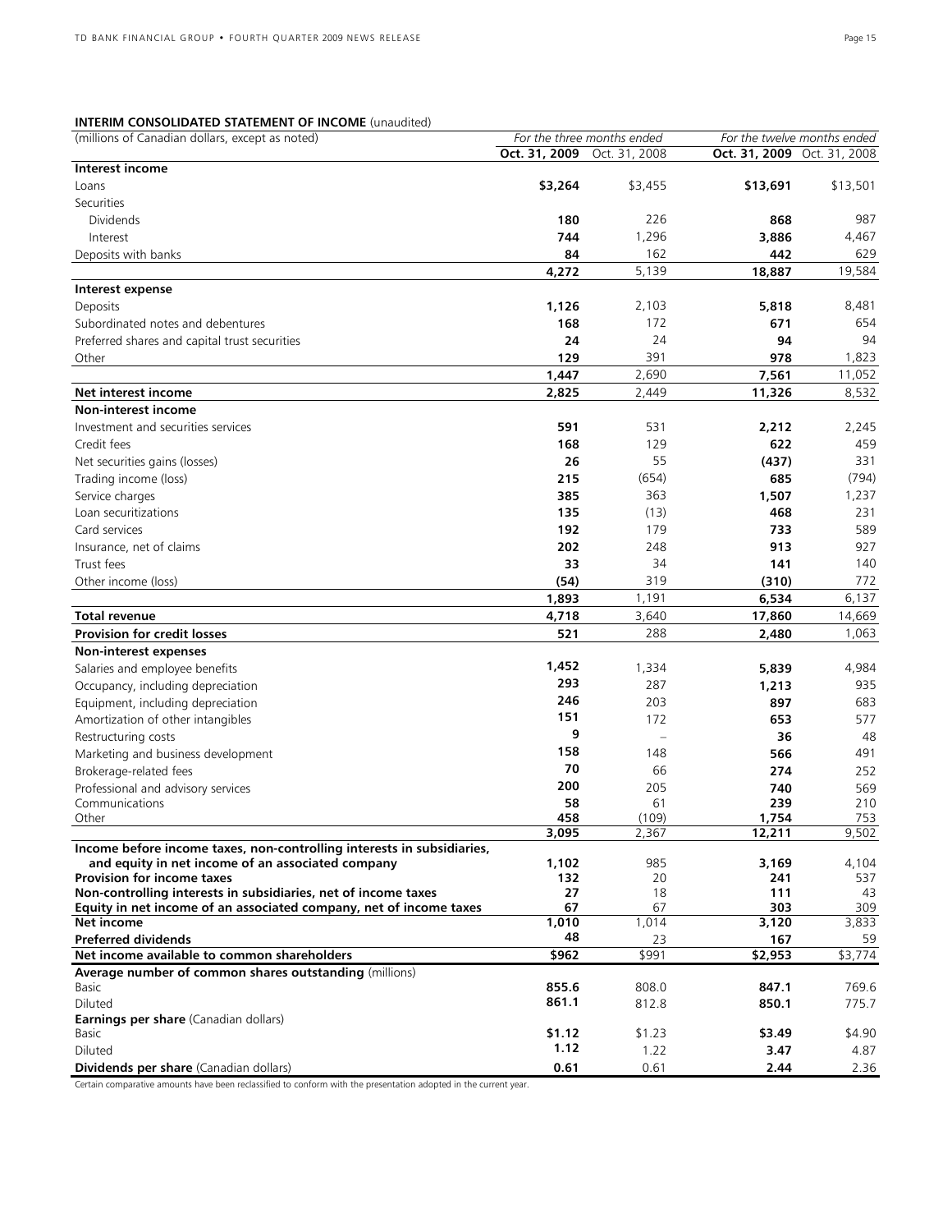**INTERIM CONSOLIDATED STATEMENT OF INCOME** (unaudited)

| (millions of Canadian dollars, except as noted) | *For the three months ended* | | *For the twelve months ended* | |
|---|---|---|---|---|
| | **Oct. 31, 2009** | Oct. 31, 2008 | **Oct. 31, 2009** | Oct. 31, 2008 |
| **Interest income** | | | | |
| Loans | **$3,264** | $3,455 | **$13,691** | $13,501 |
| Securities | | | | |
| Dividends | **180** | 226 | **868** | 987 |
| Interest | **744** | 1,296 | **3,886** | 4,467 |
| Deposits with banks | **84** | 162 | **442** | 629 |
| | **4,272** | 5,139 | **18,887** | 19,584 |
| **Interest expense** | | | | |
| Deposits | **1,126** | 2,103 | **5,818** | 8,481 |
| Subordinated notes and debentures | **168** | 172 | **671** | 654 |
| Preferred shares and capital trust securities | **24** | 24 | **94** | 94 |
| Other | **129** | 391 | **978** | 1,823 |
| | **1,447** | 2,690 | **7,561** | 11,052 |
| **Net interest income** | **2,825** | 2,449 | **11,326** | 8,532 |
| **Non-interest income** | | | | |
| Investment and securities services | **591** | 531 | **2,212** | 2,245 |
| Credit fees | **168** | 129 | **622** | 459 |
| Net securities gains (losses) | **26** | 55 | **(437)** | 331 |
| Trading income (loss) | **215** | (654) | **685** | (794) |
| Service charges | **385** | 363 | **1,507** | 1,237 |
| Loan securitizations | **135** | (13) | **468** | 231 |
| Card services | **192** | 179 | **733** | 589 |
| Insurance, net of claims | **202** | 248 | **913** | 927 |
| Trust fees | **33** | 34 | **141** | 140 |
| Other income (loss) | **(54)** | 319 | **(310)** | 772 |
| | **1,893** | 1,191 | **6,534** | 6,137 |
| **Total revenue** | **4,718** | 3,640 | **17,860** | 14,669 |
| **Provision for credit losses** | **521** | 288 | **2,480** | 1,063 |
| **Non-interest expenses** | | | | |
| Salaries and employee benefits | **1,452** | 1,334 | **5,839** | 4,984 |
| Occupancy, including depreciation | **293** | 287 | **1,213** | 935 |
| Equipment, including depreciation | **246** | 203 | **897** | 683 |
| Amortization of other intangibles | **151** | 172 | **653** | 577 |
| Restructuring costs | **9** | – | **36** | 48 |
| Marketing and business development | **158** | 148 | **566** | 491 |
| Brokerage-related fees | **70** | 66 | **274** | 252 |
| Professional and advisory services | **200** | 205 | **740** | 569 |
| Communications | **58** | 61 | **239** | 210 |
| Other | **458** | (109) | **1,754** | 753 |
| | **3,095** | 2,367 | **12,211** | 9,502 |
| **Income before income taxes, non-controlling interests in subsidiaries, and equity in net income of an associated company** | **1,102** | 985 | **3,169** | 4,104 |
| **Provision for income taxes** | **132** | 20 | **241** | 537 |
| **Non-controlling interests in subsidiaries, net of income taxes** | **27** | 18 | **111** | 43 |
| **Equity in net income of an associated company, net of income taxes** | **67** | 67 | **303** | 309 |
| **Net income** | **1,010** | 1,014 | **3,120** | 3,833 |
| **Preferred dividends** | **48** | 23 | **167** | 59 |
| **Net income available to common shareholders** | **$962** | $991 | **$2,953** | $3,774 |
| **Average number of common shares outstanding** (millions) | | | | |
| Basic | **855.6** | 808.0 | **847.1** | 769.6 |
| Diluted | **861.1** | 812.8 | **850.1** | 775.7 |
| **Earnings per share** (Canadian dollars) | | | | |
| Basic | **$1.12** | $1.23 | **$3.49** | $4.90 |
| Diluted | **1.12** | 1.22 | **3.47** | 4.87 |
| **Dividends per share** (Canadian dollars) | **0.61** | 0.61 | **2.44** | 2.36 |

Certain comparative amounts have been reclassified to conform with the presentation adopted in the current year.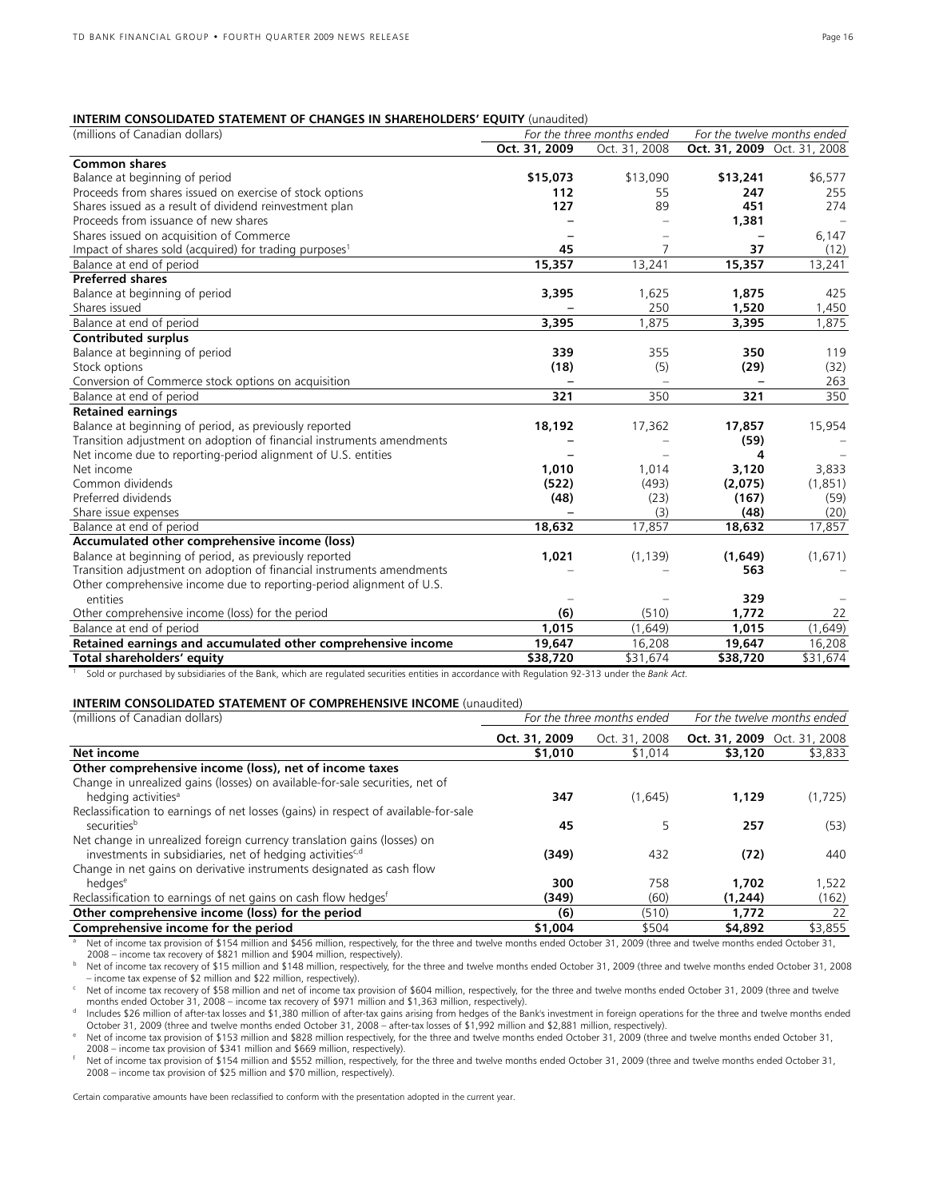**INTERIM CONSOLIDATED STATEMENT OF CHANGES IN SHAREHOLDERS' EQUITY** (unaudited)

| (millions of Canadian dollars) | *For the three months ended* | | *For the twelve months ended* | |
|---|---|---|---|---|
| | **Oct. 31, 2009** | Oct. 31, 2008 | **Oct. 31, 2009** | Oct. 31, 2008 |
| **Common shares** | | | | |
| Balance at beginning of period | **$15,073** | $13,090 | **$13,241** | $6,577 |
| Proceeds from shares issued on exercise of stock options | **112** | 55 | **247** | 255 |
| Shares issued as a result of dividend reinvestment plan | **127** | 89 | **451** | 274 |
| Proceeds from issuance of new shares | **–** | – | **1,381** | – |
| Shares issued on acquisition of Commerce | **–** | – | **–** | 6,147 |
| Impact of shares sold (acquired) for trading purposes[1] | **45** | 7 | **37** | (12) |
| Balance at end of period | **15,357** | 13,241 | **15,357** | 13,241 |
| **Preferred shares** | | | | |
| Balance at beginning of period | **3,395** | 1,625 | **1,875** | 425 |
| Shares issued | **–** | 250 | **1,520** | 1,450 |
| Balance at end of period | **3,395** | 1,875 | **3,395** | 1,875 |
| **Contributed surplus** | | | | |
| Balance at beginning of period | **339** | 355 | **350** | 119 |
| Stock options | **(18)** | (5) | **(29)** | (32) |
| Conversion of Commerce stock options on acquisition | **–** | – | **–** | 263 |
| Balance at end of period | **321** | 350 | **321** | 350 |
| **Retained earnings** | | | | |
| Balance at beginning of period, as previously reported | **18,192** | 17,362 | **17,857** | 15,954 |
| Transition adjustment on adoption of financial instruments amendments | **–** | – | **(59)** | – |
| Net income due to reporting-period alignment of U.S. entities | **–** | – | **4** | – |
| Net income | **1,010** | 1,014 | **3,120** | 3,833 |
| Common dividends | **(522)** | (493) | **(2,075)** | (1,851) |
| Preferred dividends | **(48)** | (23) | **(167)** | (59) |
| Share issue expenses | **–** | (3) | **(48)** | (20) |
| Balance at end of period | **18,632** | 17,857 | **18,632** | 17,857 |
| **Accumulated other comprehensive income (loss)** | | | | |
| Balance at beginning of period, as previously reported | **1,021** | (1,139) | **(1,649)** | (1,671) |
| Transition adjustment on adoption of financial instruments amendments | – | – | **563** | – |
| Other comprehensive income due to reporting-period alignment of U.S. entities | – | – | **329** | – |
| Other comprehensive income (loss) for the period | **(6)** | (510) | **1,772** | 22 |
| Balance at end of period | **1,015** | (1,649) | **1,015** | (1,649) |
| **Retained earnings and accumulated other comprehensive income** | **19,647** | 16,208 | **19,647** | 16,208 |
| **Total shareholders' equity** | **$38,720** | $31,674 | **$38,720** | $31,674 |

[1] Sold or purchased by subsidiaries of the Bank, which are regulated securities entities in accordance with Regulation 92-313 under the *Bank Act*.

**INTERIM CONSOLIDATED STATEMENT OF COMPREHENSIVE INCOME** (unaudited)

| (millions of Canadian dollars) | *For the three months ended* | | *For the twelve months ended* | |
|---|---|---|---|---|
| | **Oct. 31, 2009** | Oct. 31, 2008 | **Oct. 31, 2009** | Oct. 31, 2008 |
| **Net income** | **$1,010** | $1,014 | **$3,120** | $3,833 |
| **Other comprehensive income (loss), net of income taxes** | | | | |
| Change in unrealized gains (losses) on available-for-sale securities, net of hedging activities[a] | **347** | (1,645) | **1,129** | (1,725) |
| Reclassification to earnings of net losses (gains) in respect of available-for-sale securities[b] | **45** | 5 | **257** | (53) |
| Net change in unrealized foreign currency translation gains (losses) on investments in subsidiaries, net of hedging activities[c,d] | **(349)** | 432 | **(72)** | 440 |
| Change in net gains on derivative instruments designated as cash flow hedges[e] | **300** | 758 | **1,702** | 1,522 |
| Reclassification to earnings of net gains on cash flow hedges[f] | **(349)** | (60) | **(1,244)** | (162) |
| **Other comprehensive income (loss) for the period** | **(6)** | (510) | **1,772** | 22 |
| **Comprehensive income for the period** | **$1,004** | $504 | **$4,892** | $3,855 |

[a] Net of income tax provision of $154 million and $456 million, respectively, for the three and twelve months ended October 31, 2009 (three and twelve months ended October 31, 2008 – income tax recovery of $821 million and $904 million, respectively).

[b] Net of income tax recovery of $15 million and $148 million, respectively, for the three and twelve months ended October 31, 2009 (three and twelve months ended October 31, 2008 – income tax expense of $2 million and $22 million, respectively).

[c] Net of income tax recovery of $58 million and net of income tax provision of $604 million, respectively, for the three and twelve months ended October 31, 2009 (three and twelve months ended October 31, 2008 – income tax recovery of $971 million and $1,363 million, respectively).

[d] Includes $26 million of after-tax losses and $1,380 million of after-tax gains arising from hedges of the Bank's investment in foreign operations for the three and twelve months ended October 31, 2009 (three and twelve months ended October 31, 2008 – after-tax losses of $1,992 million and $2,881 million, respectively).

[e] Net of income tax provision of $153 million and $828 million respectively, for the three and twelve months ended October 31, 2009 (three and twelve months ended October 31, 2008 – income tax provision of $341 million and $669 million, respectively).

[f] Net of income tax provision of $154 million and $552 million, respectively, for the three and twelve months ended October 31, 2009 (three and twelve months ended October 31, 2008 – income tax provision of $25 million and $70 million, respectively).

Certain comparative amounts have been reclassified to conform with the presentation adopted in the current year.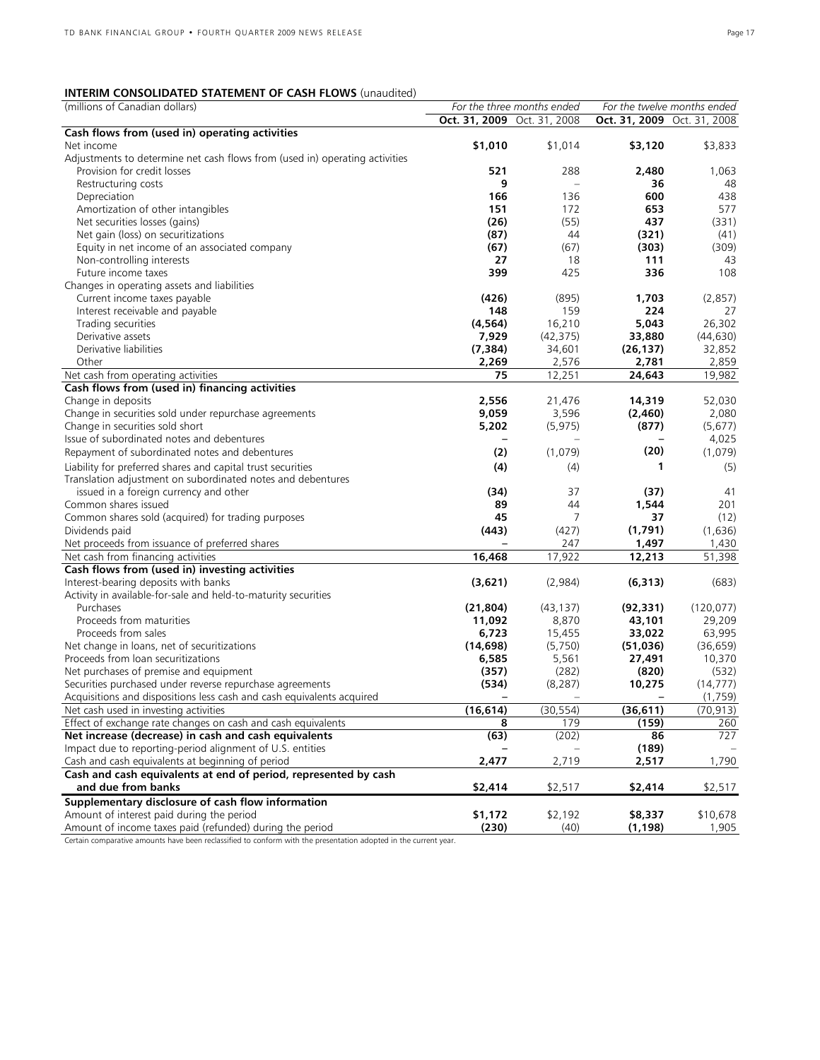## INTERIM CONSOLIDATED STATEMENT OF CASH FLOWS (unaudited)

| (millions of Canadian dollars) | *For the three months ended* | | *For the twelve months ended* | |
|---|---|---|---|---|
| | **Oct. 31, 2009** | Oct. 31, 2008 | **Oct. 31, 2009** | Oct. 31, 2008 |
| **Cash flows from (used in) operating activities** | | | | |
| Net income | **$1,010** | $1,014 | **$3,120** | $3,833 |
| Adjustments to determine net cash flows from (used in) operating activities | | | | |
| Provision for credit losses | **521** | 288 | **2,480** | 1,063 |
| Restructuring costs | **9** | – | **36** | 48 |
| Depreciation | **166** | 136 | **600** | 438 |
| Amortization of other intangibles | **151** | 172 | **653** | 577 |
| Net securities losses (gains) | **(26)** | (55) | **437** | (331) |
| Net gain (loss) on securitizations | **(87)** | 44 | **(321)** | (41) |
| Equity in net income of an associated company | **(67)** | (67) | **(303)** | (309) |
| Non-controlling interests | **27** | 18 | **111** | 43 |
| Future income taxes | **399** | 425 | **336** | 108 |
| Changes in operating assets and liabilities | | | | |
| Current income taxes payable | **(426)** | (895) | **1,703** | (2,857) |
| Interest receivable and payable | **148** | 159 | **224** | 27 |
| Trading securities | **(4,564)** | 16,210 | **5,043** | 26,302 |
| Derivative assets | **7,929** | (42,375) | **33,880** | (44,630) |
| Derivative liabilities | **(7,384)** | 34,601 | **(26,137)** | 32,852 |
| Other | **2,269** | 2,576 | **2,781** | 2,859 |
| Net cash from operating activities | **75** | 12,251 | **24,643** | 19,982 |
| **Cash flows from (used in) financing activities** | | | | |
| Change in deposits | **2,556** | 21,476 | **14,319** | 52,030 |
| Change in securities sold under repurchase agreements | **9,059** | 3,596 | **(2,460)** | 2,080 |
| Change in securities sold short | **5,202** | (5,975) | **(877)** | (5,677) |
| Issue of subordinated notes and debentures | **–** | – | **–** | 4,025 |
| Repayment of subordinated notes and debentures | **(2)** | (1,079) | **(20)** | (1,079) |
| Liability for preferred shares and capital trust securities | **(4)** | (4) | **1** | (5) |
| Translation adjustment on subordinated notes and debentures issued in a foreign currency and other | **(34)** | 37 | **(37)** | 41 |
| Common shares issued | **89** | 44 | **1,544** | 201 |
| Common shares sold (acquired) for trading purposes | **45** | 7 | **37** | (12) |
| Dividends paid | **(443)** | (427) | **(1,791)** | (1,636) |
| Net proceeds from issuance of preferred shares | **–** | 247 | **1,497** | 1,430 |
| Net cash from financing activities | **16,468** | 17,922 | **12,213** | 51,398 |
| **Cash flows from (used in) investing activities** | | | | |
| Interest-bearing deposits with banks | **(3,621)** | (2,984) | **(6,313)** | (683) |
| Activity in available-for-sale and held-to-maturity securities | | | | |
| Purchases | **(21,804)** | (43,137) | **(92,331)** | (120,077) |
| Proceeds from maturities | **11,092** | 8,870 | **43,101** | 29,209 |
| Proceeds from sales | **6,723** | 15,455 | **33,022** | 63,995 |
| Net change in loans, net of securitizations | **(14,698)** | (5,750) | **(51,036)** | (36,659) |
| Proceeds from loan securitizations | **6,585** | 5,561 | **27,491** | 10,370 |
| Net purchases of premise and equipment | **(357)** | (282) | **(820)** | (532) |
| Securities purchased under reverse repurchase agreements | **(534)** | (8,287) | **10,275** | (14,777) |
| Acquisitions and dispositions less cash and cash equivalents acquired | **–** | – | **–** | (1,759) |
| Net cash used in investing activities | **(16,614)** | (30,554) | **(36,611)** | (70,913) |
| Effect of exchange rate changes on cash and cash equivalents | **8** | 179 | **(159)** | 260 |
| **Net increase (decrease) in cash and cash equivalents** | **(63)** | (202) | **86** | 727 |
| Impact due to reporting-period alignment of U.S. entities | **–** | – | **(189)** | – |
| Cash and cash equivalents at beginning of period | **2,477** | 2,719 | **2,517** | 1,790 |
| **Cash and cash equivalents at end of period, represented by cash and due from banks** | **$2,414** | $2,517 | **$2,414** | $2,517 |
| **Supplementary disclosure of cash flow information** | | | | |
| Amount of interest paid during the period | **$1,172** | $2,192 | **$8,337** | $10,678 |
| Amount of income taxes paid (refunded) during the period | **(230)** | (40) | **(1,198)** | 1,905 |

Certain comparative amounts have been reclassified to conform with the presentation adopted in the current year.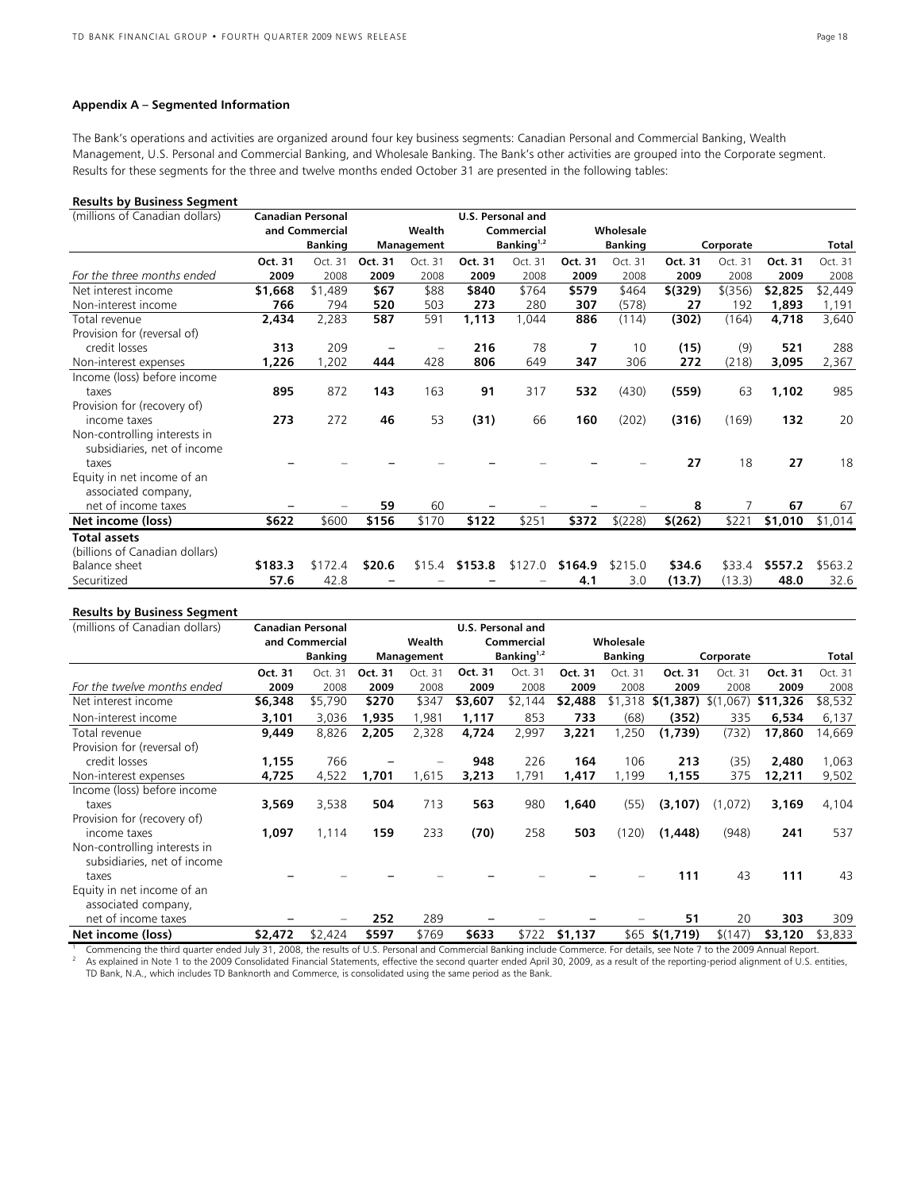### Appendix A – Segmented Information

The Bank's operations and activities are organized around four key business segments: Canadian Personal and Commercial Banking, Wealth Management, U.S. Personal and Commercial Banking, and Wholesale Banking. The Bank's other activities are grouped into the Corporate segment. Results for these segments for the three and twelve months ended October 31 are presented in the following tables:

**Results by Business Segment**

| (millions of Canadian dollars) | Canadian Personal and Commercial Banking | | Wealth Management | | U.S. Personal and Commercial Banking[1,2] | | Wholesale Banking | | Corporate | | Total | |
|---|---|---|---|---|---|---|---|---|---|---|---|---|
| *For the three months ended* | **Oct. 31 2009** | Oct. 31 2008 | **Oct. 31 2009** | Oct. 31 2008 | **Oct. 31 2009** | Oct. 31 2008 | **Oct. 31 2009** | Oct. 31 2008 | **Oct. 31 2009** | Oct. 31 2008 | **Oct. 31 2009** | Oct. 31 2008 |
| Net interest income | **$1,668** | $1,489 | **$67** | $88 | **$840** | $764 | **$579** | $464 | **$(329)** | $(356) | **$2,825** | $2,449 |
| Non-interest income | **766** | 794 | **520** | 503 | **273** | 280 | **307** | (578) | **27** | 192 | **1,893** | 1,191 |
| Total revenue | **2,434** | 2,283 | **587** | 591 | **1,113** | 1,044 | **886** | (114) | **(302)** | (164) | **4,718** | 3,640 |
| Provision for (reversal of) credit losses | **313** | 209 | **–** | – | **216** | 78 | **7** | 10 | **(15)** | (9) | **521** | 288 |
| Non-interest expenses | **1,226** | 1,202 | **444** | 428 | **806** | 649 | **347** | 306 | **272** | (218) | **3,095** | 2,367 |
| Income (loss) before income taxes | **895** | 872 | **143** | 163 | **91** | 317 | **532** | (430) | **(559)** | 63 | **1,102** | 985 |
| Provision for (recovery of) income taxes | **273** | 272 | **46** | 53 | **(31)** | 66 | **160** | (202) | **(316)** | (169) | **132** | 20 |
| Non-controlling interests in subsidiaries, net of income taxes | **–** | – | **–** | – | **–** | – | **–** | – | **27** | 18 | **27** | 18 |
| Equity in net income of an associated company, net of income taxes | **–** | – | **59** | 60 | **–** | – | **–** | – | **8** | 7 | **67** | 67 |
| **Net income (loss)** | **$622** | $600 | **$156** | $170 | **$122** | $251 | **$372** | $(228) | **$(262)** | $221 | **$1,010** | $1,014 |
| **Total assets** (billions of Canadian dollars) | | | | | | | | | | | | |
| Balance sheet | **$183.3** | $172.4 | **$20.6** | $15.4 | **$153.8** | $127.0 | **$164.9** | $215.0 | **$34.6** | $33.4 | **$557.2** | $563.2 |
| Securitized | **57.6** | 42.8 | **–** | – | **–** | – | **4.1** | 3.0 | **(13.7)** | (13.3) | **48.0** | 32.6 |

**Results by Business Segment**

| (millions of Canadian dollars) | Canadian Personal and Commercial Banking | | Wealth Management | | U.S. Personal and Commercial Banking[1,2] | | Wholesale Banking | | Corporate | | Total | |
|---|---|---|---|---|---|---|---|---|---|---|---|---|
| *For the twelve months ended* | **Oct. 31 2009** | Oct. 31 2008 | **Oct. 31 2009** | Oct. 31 2008 | **Oct. 31 2009** | Oct. 31 2008 | **Oct. 31 2009** | Oct. 31 2008 | **Oct. 31 2009** | Oct. 31 2008 | **Oct. 31 2009** | Oct. 31 2008 |
| Net interest income | **$6,348** | $5,790 | **$270** | $347 | **$3,607** | $2,144 | **$2,488** | $1,318 | **$(1,387)** | $(1,067) | **$11,326** | $8,532 |
| Non-interest income | **3,101** | 3,036 | **1,935** | 1,981 | **1,117** | 853 | **733** | (68) | **(352)** | 335 | **6,534** | 6,137 |
| Total revenue | **9,449** | 8,826 | **2,205** | 2,328 | **4,724** | 2,997 | **3,221** | 1,250 | **(1,739)** | (732) | **17,860** | 14,669 |
| Provision for (reversal of) credit losses | **1,155** | 766 | **–** | – | **948** | 226 | **164** | 106 | **213** | (35) | **2,480** | 1,063 |
| Non-interest expenses | **4,725** | 4,522 | **1,701** | 1,615 | **3,213** | 1,791 | **1,417** | 1,199 | **1,155** | 375 | **12,211** | 9,502 |
| Income (loss) before income taxes | **3,569** | 3,538 | **504** | 713 | **563** | 980 | **1,640** | (55) | **(3,107)** | (1,072) | **3,169** | 4,104 |
| Provision for (recovery of) income taxes | **1,097** | 1,114 | **159** | 233 | **(70)** | 258 | **503** | (120) | **(1,448)** | (948) | **241** | 537 |
| Non-controlling interests in subsidiaries, net of income taxes | **–** | – | **–** | – | **–** | – | **–** | – | **111** | 43 | **111** | 43 |
| Equity in net income of an associated company, net of income taxes | **–** | – | **252** | 289 | **–** | – | **–** | – | **51** | 20 | **303** | 309 |
| **Net income (loss)** | **$2,472** | $2,424 | **$597** | $769 | **$633** | $722 | **$1,137** | $65 | **$(1,719)** | $(147) | **$3,120** | $3,833 |

[1] Commencing the third quarter ended July 31, 2008, the results of U.S. Personal and Commercial Banking include Commerce. For details, see Note 7 to the 2009 Annual Report.

[2] As explained in Note 1 to the 2009 Consolidated Financial Statements, effective the second quarter ended April 30, 2009, as a result of the reporting-period alignment of U.S. entities, TD Bank, N.A., which includes TD Banknorth and Commerce, is consolidated using the same period as the Bank.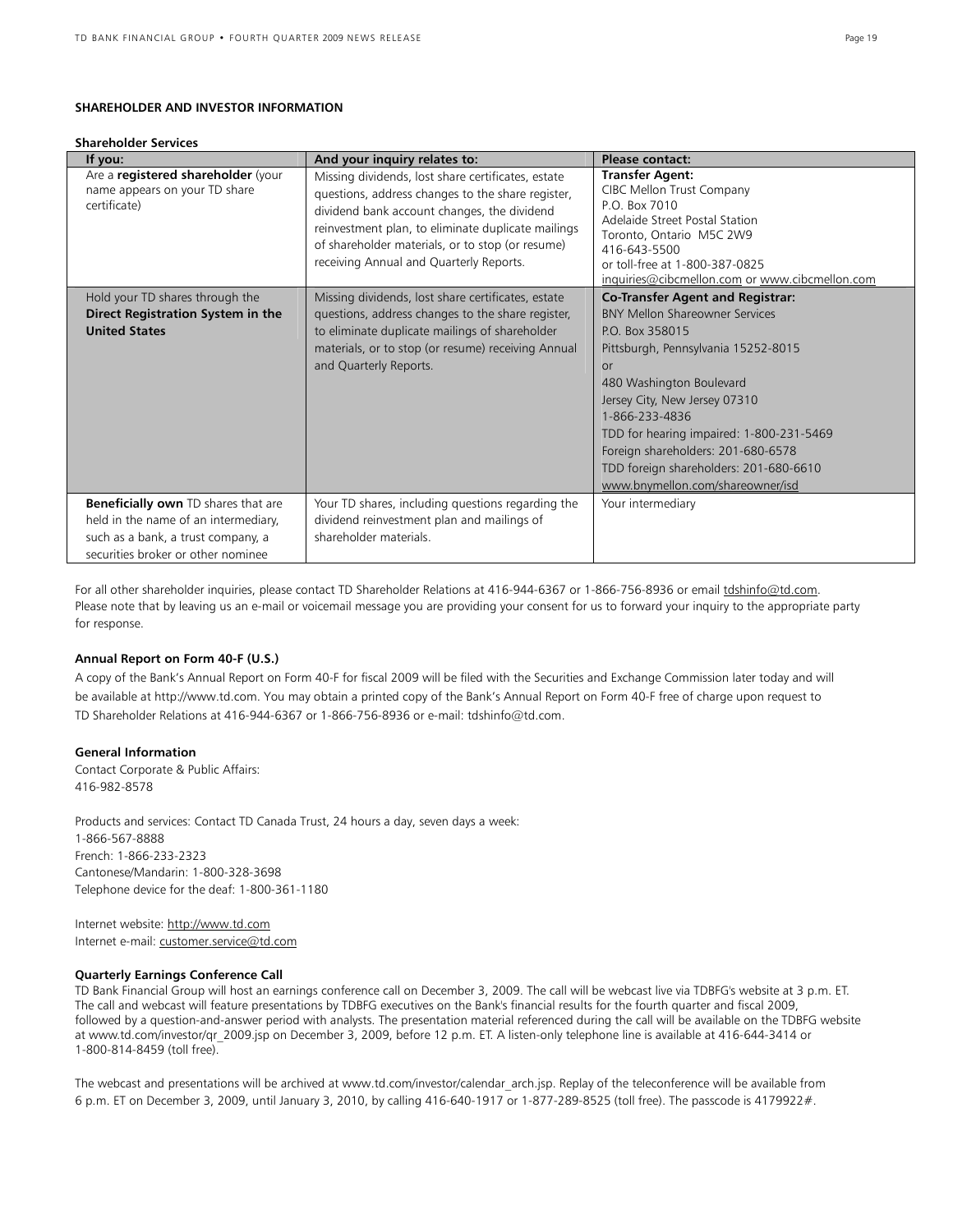## SHAREHOLDER AND INVESTOR INFORMATION

### Shareholder Services

| If you: | And your inquiry relates to: | Please contact: |
|---|---|---|
| Are a **registered shareholder** (your name appears on your TD share certificate) | Missing dividends, lost share certificates, estate questions, address changes to the share register, dividend bank account changes, the dividend reinvestment plan, to eliminate duplicate mailings of shareholder materials, or to stop (or resume) receiving Annual and Quarterly Reports. | **Transfer Agent:** CIBC Mellon Trust Company P.O. Box 7010 Adelaide Street Postal Station Toronto, Ontario M5C 2W9 416-643-5500 or toll-free at 1-800-387-0825 inquiries@cibcmellon.com or www.cibcmellon.com |
| Hold your TD shares through the **Direct Registration System in the United States** | Missing dividends, lost share certificates, estate questions, address changes to the share register, to eliminate duplicate mailings of shareholder materials, or to stop (or resume) receiving Annual and Quarterly Reports. | **Co-Transfer Agent and Registrar:** BNY Mellon Shareowner Services P.O. Box 358015 Pittsburgh, Pennsylvania 15252-8015 or 480 Washington Boulevard Jersey City, New Jersey 07310 1-866-233-4836 TDD for hearing impaired: 1-800-231-5469 Foreign shareholders: 201-680-6578 TDD foreign shareholders: 201-680-6610 www.bnymellon.com/shareowner/isd |
| **Beneficially own** TD shares that are held in the name of an intermediary, such as a bank, a trust company, a securities broker or other nominee | Your TD shares, including questions regarding the dividend reinvestment plan and mailings of shareholder materials. | Your intermediary |

For all other shareholder inquiries, please contact TD Shareholder Relations at 416-944-6367 or 1-866-756-8936 or email tdshinfo@td.com. Please note that by leaving us an e-mail or voicemail message you are providing your consent for us to forward your inquiry to the appropriate party for response.

### Annual Report on Form 40-F (U.S.)

A copy of the Bank's Annual Report on Form 40-F for fiscal 2009 will be filed with the Securities and Exchange Commission later today and will be available at http://www.td.com. You may obtain a printed copy of the Bank's Annual Report on Form 40-F free of charge upon request to TD Shareholder Relations at 416-944-6367 or 1-866-756-8936 or e-mail: tdshinfo@td.com.

### General Information

Contact Corporate & Public Affairs:
416-982-8578

Products and services: Contact TD Canada Trust, 24 hours a day, seven days a week:
1-866-567-8888
French: 1-866-233-2323
Cantonese/Mandarin: 1-800-328-3698
Telephone device for the deaf: 1-800-361-1180

Internet website: http://www.td.com
Internet e-mail: customer.service@td.com

### Quarterly Earnings Conference Call

TD Bank Financial Group will host an earnings conference call on December 3, 2009. The call will be webcast live via TDBFG's website at 3 p.m. ET. The call and webcast will feature presentations by TDBFG executives on the Bank's financial results for the fourth quarter and fiscal 2009, followed by a question-and-answer period with analysts. The presentation material referenced during the call will be available on the TDBFG website at www.td.com/investor/qr_2009.jsp on December 3, 2009, before 12 p.m. ET. A listen-only telephone line is available at 416-644-3414 or 1-800-814-8459 (toll free).

The webcast and presentations will be archived at www.td.com/investor/calendar_arch.jsp. Replay of the teleconference will be available from 6 p.m. ET on December 3, 2009, until January 3, 2010, by calling 416-640-1917 or 1-877-289-8525 (toll free). The passcode is 4179922#.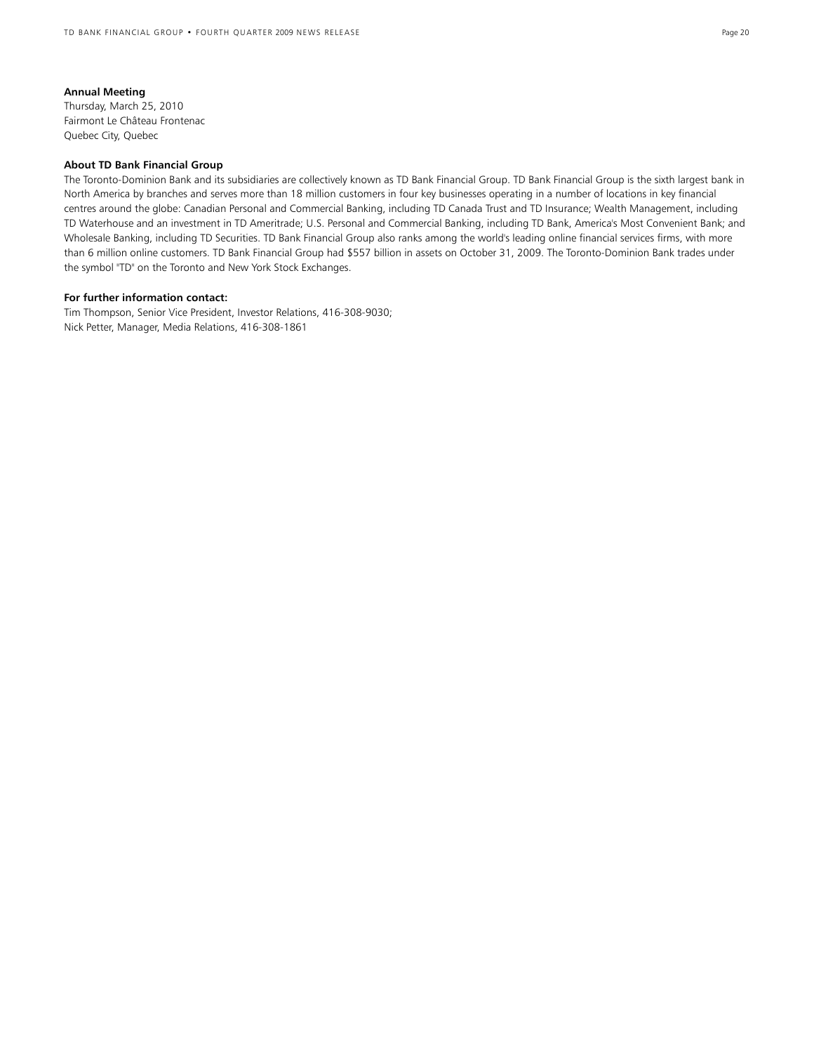**Annual Meeting**
Thursday, March 25, 2010
Fairmont Le Château Frontenac
Quebec City, Quebec

**About TD Bank Financial Group**
The Toronto-Dominion Bank and its subsidiaries are collectively known as TD Bank Financial Group. TD Bank Financial Group is the sixth largest bank in North America by branches and serves more than 18 million customers in four key businesses operating in a number of locations in key financial centres around the globe: Canadian Personal and Commercial Banking, including TD Canada Trust and TD Insurance; Wealth Management, including TD Waterhouse and an investment in TD Ameritrade; U.S. Personal and Commercial Banking, including TD Bank, America's Most Convenient Bank; and Wholesale Banking, including TD Securities. TD Bank Financial Group also ranks among the world's leading online financial services firms, with more than 6 million online customers. TD Bank Financial Group had $557 billion in assets on October 31, 2009. The Toronto-Dominion Bank trades under the symbol "TD" on the Toronto and New York Stock Exchanges.

**For further information contact:**
Tim Thompson, Senior Vice President, Investor Relations, 416-308-9030;
Nick Petter, Manager, Media Relations, 416-308-1861